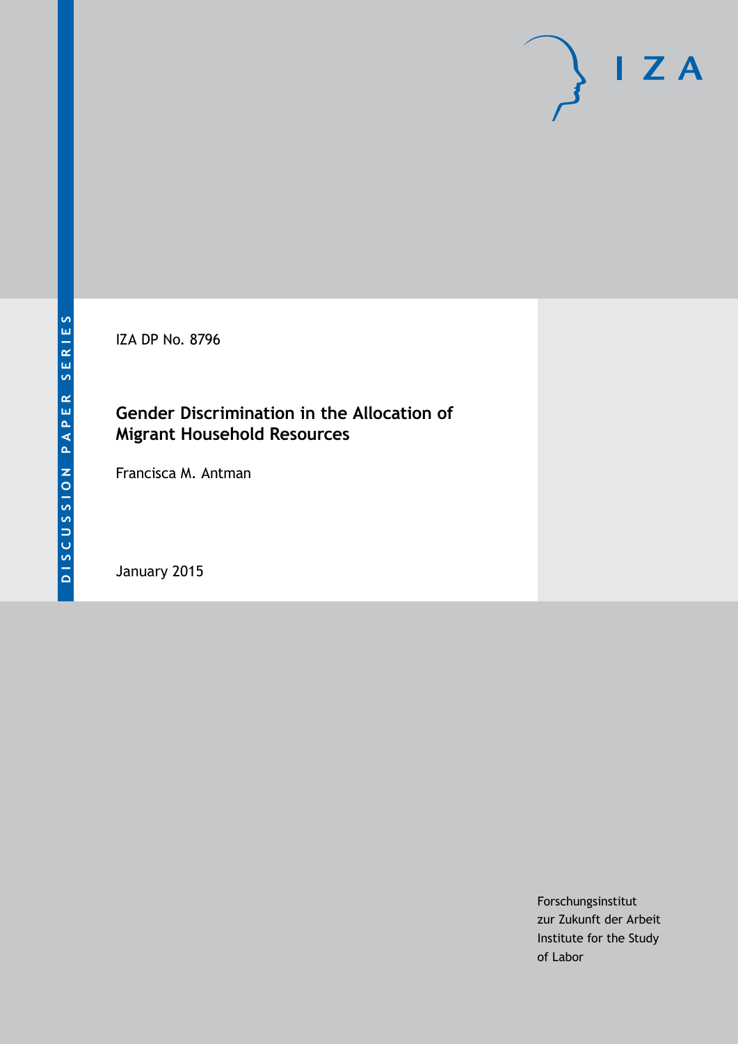DISCUSSION PAPER SERIES

IZA DP No. 8796

# Gender Discrimination in the Allocation of Migrant Household Resources

Francisca M. Antman

January 2015

Forschungsinstitut
zur Zukunft der Arbeit
Institute for the Study
of Labor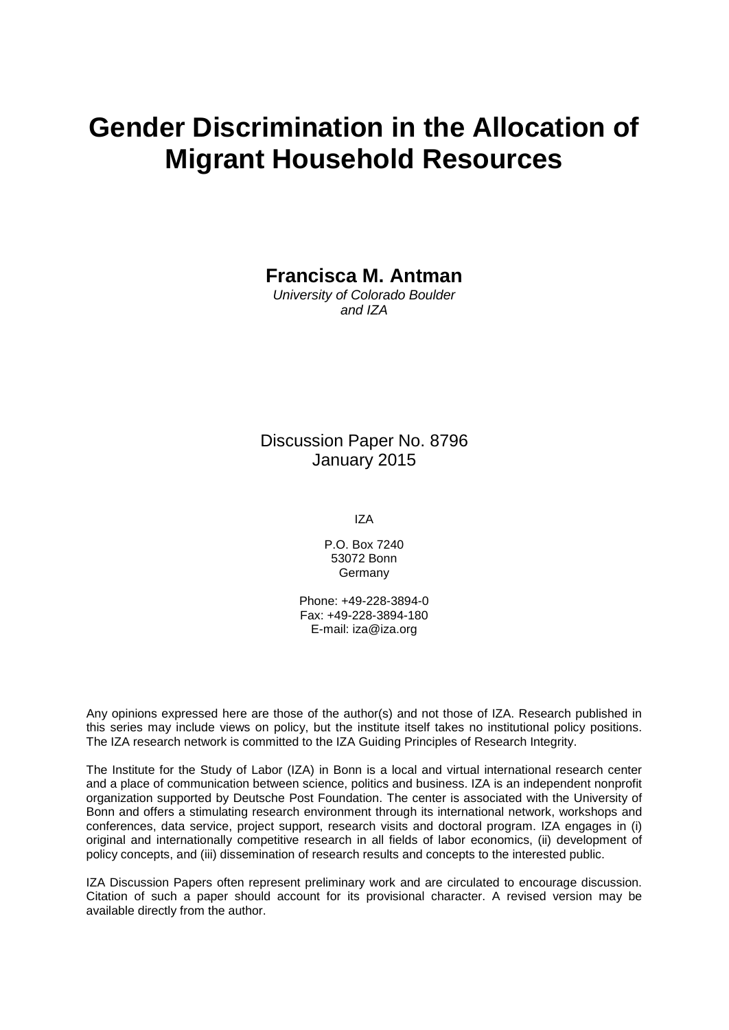# Gender Discrimination in the Allocation of Migrant Household Resources

**Francisca M. Antman**
*University of Colorado Boulder and IZA*

Discussion Paper No. 8796
January 2015

IZA

P.O. Box 7240
53072 Bonn
Germany

Phone: +49-228-3894-0
Fax: +49-228-3894-180
E-mail: iza@iza.org

Any opinions expressed here are those of the author(s) and not those of IZA. Research published in this series may include views on policy, but the institute itself takes no institutional policy positions. The IZA research network is committed to the IZA Guiding Principles of Research Integrity.

The Institute for the Study of Labor (IZA) in Bonn is a local and virtual international research center and a place of communication between science, politics and business. IZA is an independent nonprofit organization supported by Deutsche Post Foundation. The center is associated with the University of Bonn and offers a stimulating research environment through its international network, workshops and conferences, data service, project support, research visits and doctoral program. IZA engages in (i) original and internationally competitive research in all fields of labor economics, (ii) development of policy concepts, and (iii) dissemination of research results and concepts to the interested public.

IZA Discussion Papers often represent preliminary work and are circulated to encourage discussion. Citation of such a paper should account for its provisional character. A revised version may be available directly from the author.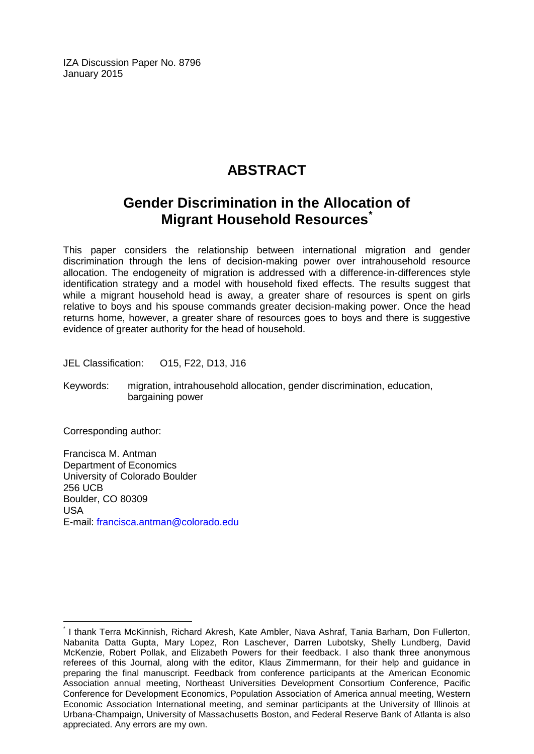IZA Discussion Paper No. 8796
January 2015

# ABSTRACT

## Gender Discrimination in the Allocation of Migrant Household Resources[*]

This paper considers the relationship between international migration and gender discrimination through the lens of decision-making power over intrahousehold resource allocation. The endogeneity of migration is addressed with a difference-in-differences style identification strategy and a model with household fixed effects. The results suggest that while a migrant household head is away, a greater share of resources is spent on girls relative to boys and his spouse commands greater decision-making power. Once the head returns home, however, a greater share of resources goes to boys and there is suggestive evidence of greater authority for the head of household.

JEL Classification: O15, F22, D13, J16

Keywords: migration, intrahousehold allocation, gender discrimination, education, bargaining power

Corresponding author:

Francisca M. Antman
Department of Economics
University of Colorado Boulder
256 UCB
Boulder, CO 80309
USA
E-mail: francisca.antman@colorado.edu

[*] I thank Terra McKinnish, Richard Akresh, Kate Ambler, Nava Ashraf, Tania Barham, Don Fullerton, Nabanita Datta Gupta, Mary Lopez, Ron Laschever, Darren Lubotsky, Shelly Lundberg, David McKenzie, Robert Pollak, and Elizabeth Powers for their feedback. I also thank three anonymous referees of this Journal, along with the editor, Klaus Zimmermann, for their help and guidance in preparing the final manuscript. Feedback from conference participants at the American Economic Association annual meeting, Northeast Universities Development Consortium Conference, Pacific Conference for Development Economics, Population Association of America annual meeting, Western Economic Association International meeting, and seminar participants at the University of Illinois at Urbana-Champaign, University of Massachusetts Boston, and Federal Reserve Bank of Atlanta is also appreciated. Any errors are my own.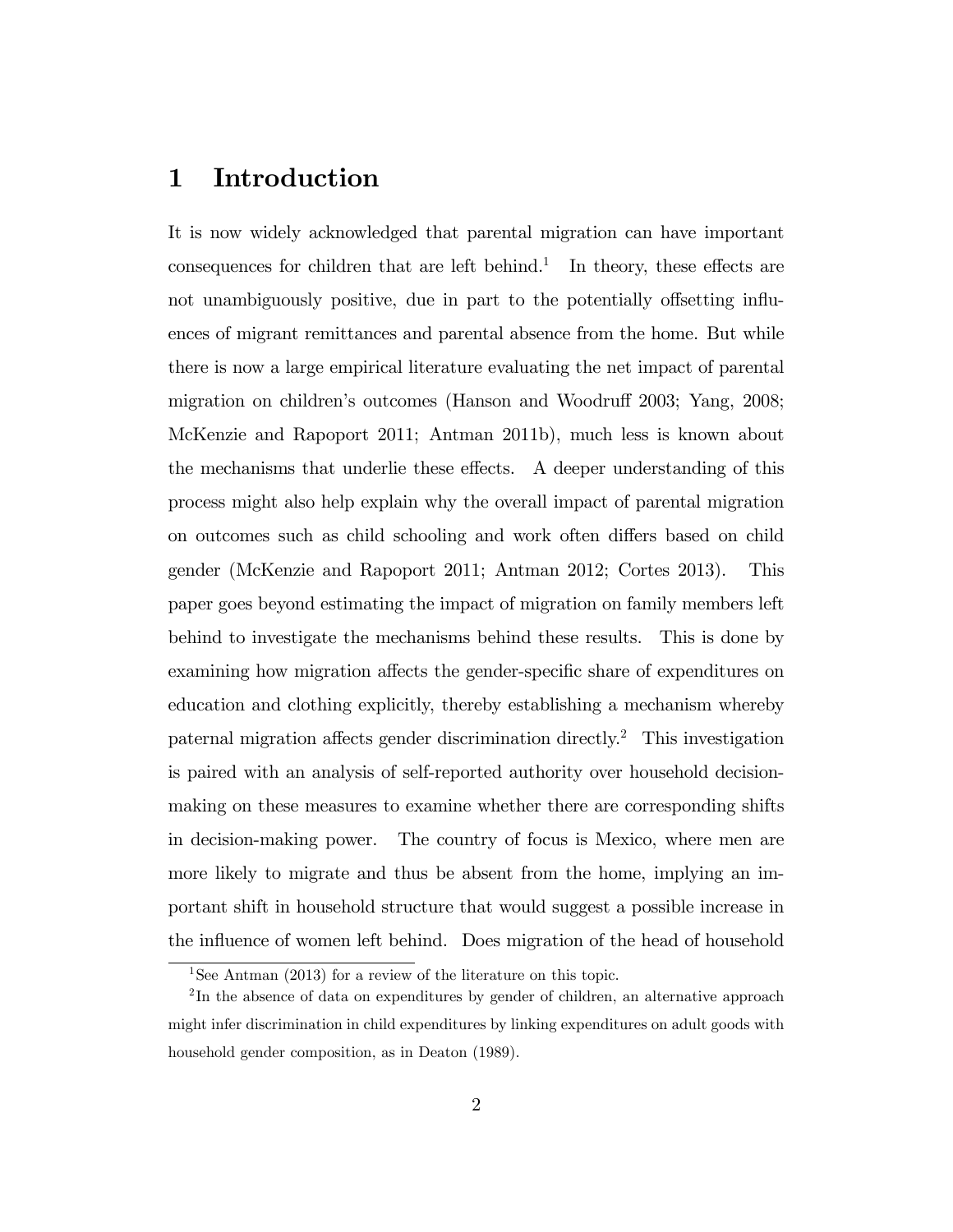# 1 Introduction

It is now widely acknowledged that parental migration can have important consequences for children that are left behind.[1] In theory, these effects are not unambiguously positive, due in part to the potentially offsetting influences of migrant remittances and parental absence from the home. But while there is now a large empirical literature evaluating the net impact of parental migration on children's outcomes (Hanson and Woodruff 2003; Yang, 2008; McKenzie and Rapoport 2011; Antman 2011b), much less is known about the mechanisms that underlie these effects. A deeper understanding of this process might also help explain why the overall impact of parental migration on outcomes such as child schooling and work often differs based on child gender (McKenzie and Rapoport 2011; Antman 2012; Cortes 2013). This paper goes beyond estimating the impact of migration on family members left behind to investigate the mechanisms behind these results. This is done by examining how migration affects the gender-specific share of expenditures on education and clothing explicitly, thereby establishing a mechanism whereby paternal migration affects gender discrimination directly.[2] This investigation is paired with an analysis of self-reported authority over household decision-making on these measures to examine whether there are corresponding shifts in decision-making power. The country of focus is Mexico, where men are more likely to migrate and thus be absent from the home, implying an important shift in household structure that would suggest a possible increase in the influence of women left behind. Does migration of the head of household

[1] See Antman (2013) for a review of the literature on this topic.

[2] In the absence of data on expenditures by gender of children, an alternative approach might infer discrimination in child expenditures by linking expenditures on adult goods with household gender composition, as in Deaton (1989).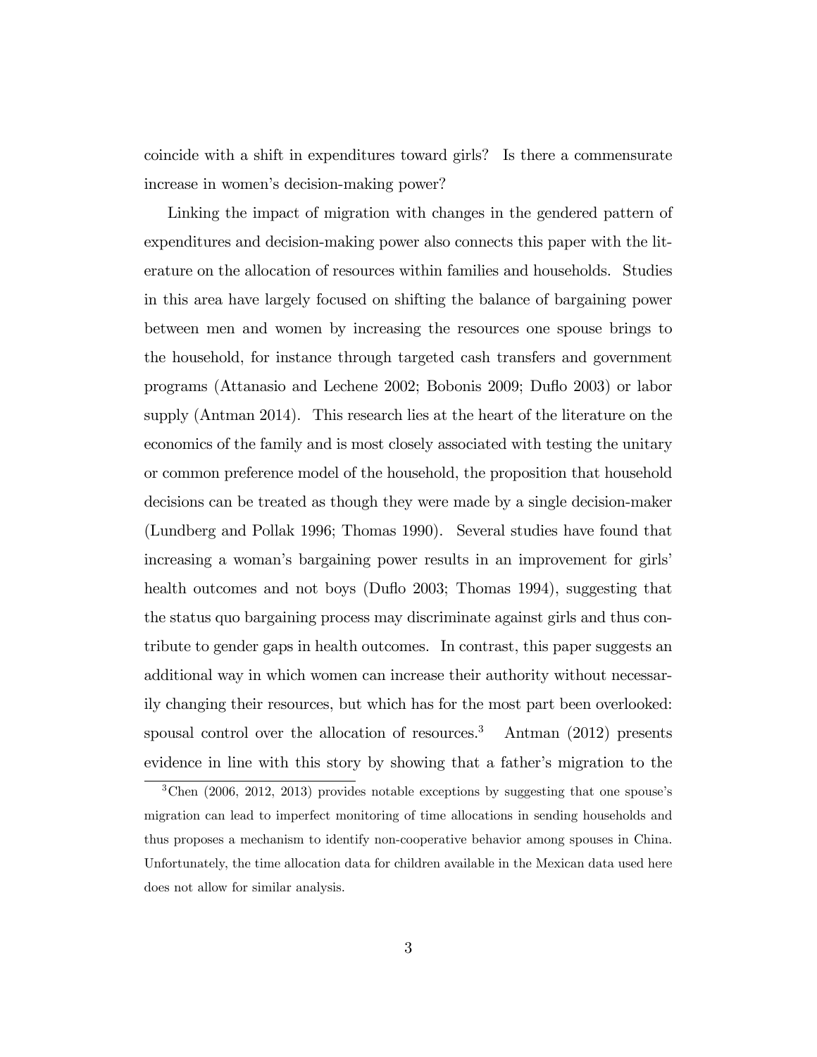coincide with a shift in expenditures toward girls? Is there a commensurate increase in women's decision-making power?

Linking the impact of migration with changes in the gendered pattern of expenditures and decision-making power also connects this paper with the literature on the allocation of resources within families and households. Studies in this area have largely focused on shifting the balance of bargaining power between men and women by increasing the resources one spouse brings to the household, for instance through targeted cash transfers and government programs (Attanasio and Lechene 2002; Bobonis 2009; Duflo 2003) or labor supply (Antman 2014). This research lies at the heart of the literature on the economics of the family and is most closely associated with testing the unitary or common preference model of the household, the proposition that household decisions can be treated as though they were made by a single decision-maker (Lundberg and Pollak 1996; Thomas 1990). Several studies have found that increasing a woman's bargaining power results in an improvement for girls' health outcomes and not boys (Duflo 2003; Thomas 1994), suggesting that the status quo bargaining process may discriminate against girls and thus contribute to gender gaps in health outcomes. In contrast, this paper suggests an additional way in which women can increase their authority without necessarily changing their resources, but which has for the most part been overlooked: spousal control over the allocation of resources.[3] Antman (2012) presents evidence in line with this story by showing that a father's migration to the

[3] Chen (2006, 2012, 2013) provides notable exceptions by suggesting that one spouse's migration can lead to imperfect monitoring of time allocations in sending households and thus proposes a mechanism to identify non-cooperative behavior among spouses in China. Unfortunately, the time allocation data for children available in the Mexican data used here does not allow for similar analysis.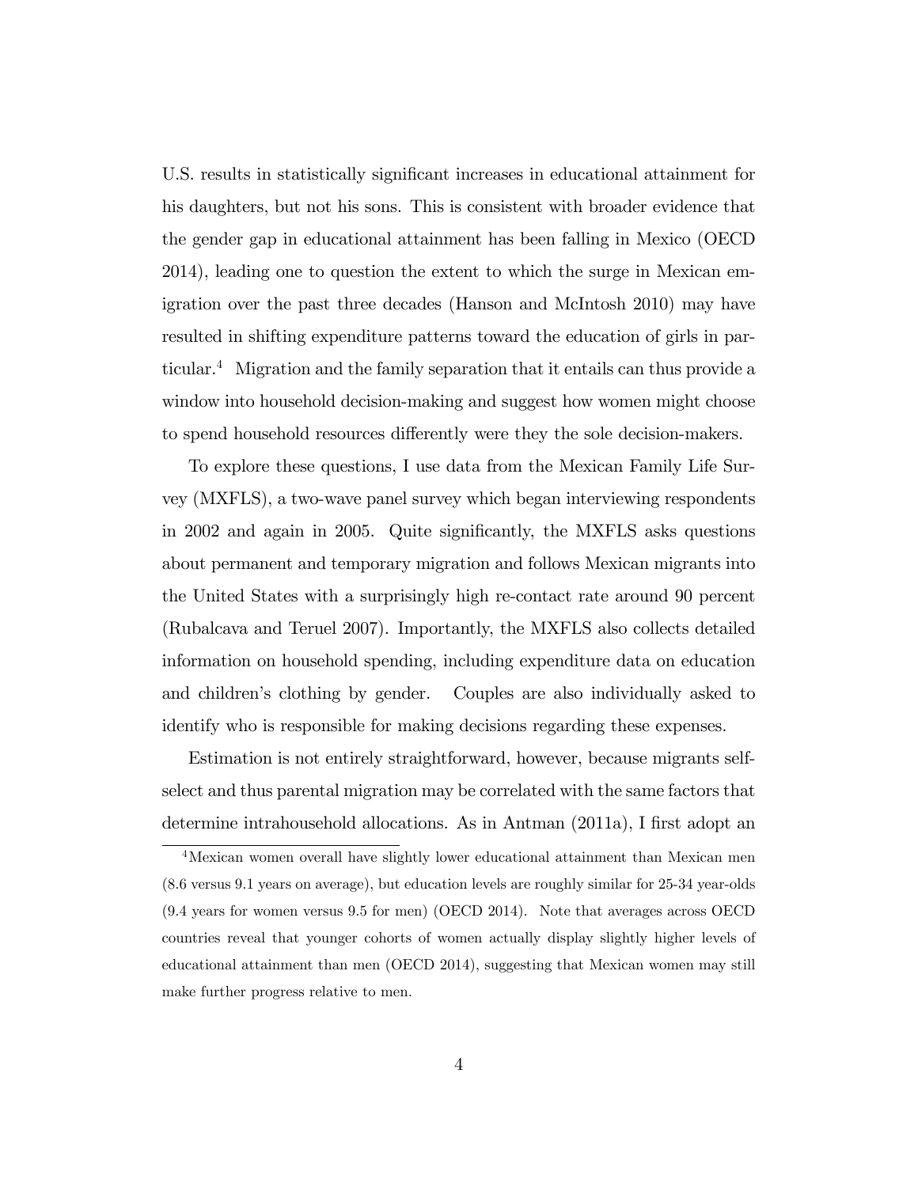U.S. results in statistically significant increases in educational attainment for his daughters, but not his sons. This is consistent with broader evidence that the gender gap in educational attainment has been falling in Mexico (OECD 2014), leading one to question the extent to which the surge in Mexican emigration over the past three decades (Hanson and McIntosh 2010) may have resulted in shifting expenditure patterns toward the education of girls in particular.[4] Migration and the family separation that it entails can thus provide a window into household decision-making and suggest how women might choose to spend household resources differently were they the sole decision-makers.

To explore these questions, I use data from the Mexican Family Life Survey (MXFLS), a two-wave panel survey which began interviewing respondents in 2002 and again in 2005. Quite significantly, the MXFLS asks questions about permanent and temporary migration and follows Mexican migrants into the United States with a surprisingly high re-contact rate around 90 percent (Rubalcava and Teruel 2007). Importantly, the MXFLS also collects detailed information on household spending, including expenditure data on education and children's clothing by gender. Couples are also individually asked to identify who is responsible for making decisions regarding these expenses.

Estimation is not entirely straightforward, however, because migrants self-select and thus parental migration may be correlated with the same factors that determine intrahousehold allocations. As in Antman (2011a), I first adopt an

[4] Mexican women overall have slightly lower educational attainment than Mexican men (8.6 versus 9.1 years on average), but education levels are roughly similar for 25-34 year-olds (9.4 years for women versus 9.5 for men) (OECD 2014). Note that averages across OECD countries reveal that younger cohorts of women actually display slightly higher levels of educational attainment than men (OECD 2014), suggesting that Mexican women may still make further progress relative to men.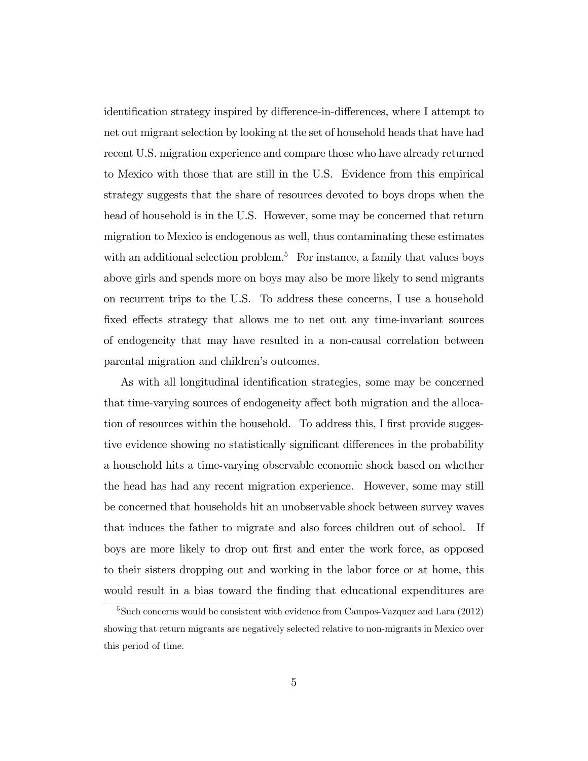identification strategy inspired by difference-in-differences, where I attempt to net out migrant selection by looking at the set of household heads that have had recent U.S. migration experience and compare those who have already returned to Mexico with those that are still in the U.S. Evidence from this empirical strategy suggests that the share of resources devoted to boys drops when the head of household is in the U.S. However, some may be concerned that return migration to Mexico is endogenous as well, thus contaminating these estimates with an additional selection problem.[5] For instance, a family that values boys above girls and spends more on boys may also be more likely to send migrants on recurrent trips to the U.S. To address these concerns, I use a household fixed effects strategy that allows me to net out any time-invariant sources of endogeneity that may have resulted in a non-causal correlation between parental migration and children's outcomes.

As with all longitudinal identification strategies, some may be concerned that time-varying sources of endogeneity affect both migration and the allocation of resources within the household. To address this, I first provide suggestive evidence showing no statistically significant differences in the probability a household hits a time-varying observable economic shock based on whether the head has had any recent migration experience. However, some may still be concerned that households hit an unobservable shock between survey waves that induces the father to migrate and also forces children out of school. If boys are more likely to drop out first and enter the work force, as opposed to their sisters dropping out and working in the labor force or at home, this would result in a bias toward the finding that educational expenditures are

[5] Such concerns would be consistent with evidence from Campos-Vazquez and Lara (2012) showing that return migrants are negatively selected relative to non-migrants in Mexico over this period of time.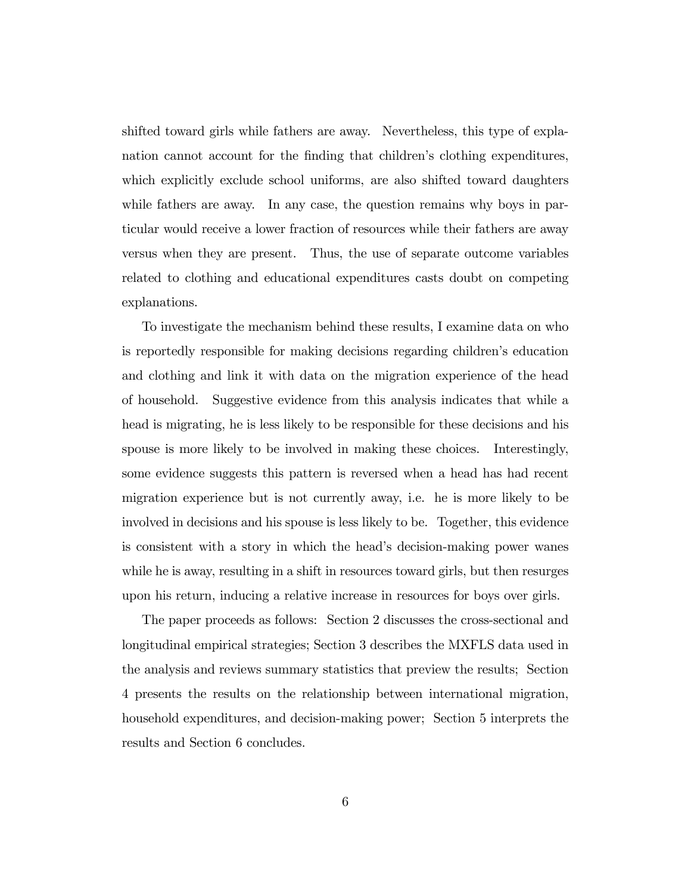shifted toward girls while fathers are away. Nevertheless, this type of explanation cannot account for the finding that children's clothing expenditures, which explicitly exclude school uniforms, are also shifted toward daughters while fathers are away. In any case, the question remains why boys in particular would receive a lower fraction of resources while their fathers are away versus when they are present. Thus, the use of separate outcome variables related to clothing and educational expenditures casts doubt on competing explanations.

To investigate the mechanism behind these results, I examine data on who is reportedly responsible for making decisions regarding children's education and clothing and link it with data on the migration experience of the head of household. Suggestive evidence from this analysis indicates that while a head is migrating, he is less likely to be responsible for these decisions and his spouse is more likely to be involved in making these choices. Interestingly, some evidence suggests this pattern is reversed when a head has had recent migration experience but is not currently away, i.e. he is more likely to be involved in decisions and his spouse is less likely to be. Together, this evidence is consistent with a story in which the head's decision-making power wanes while he is away, resulting in a shift in resources toward girls, but then resurges upon his return, inducing a relative increase in resources for boys over girls.

The paper proceeds as follows: Section 2 discusses the cross-sectional and longitudinal empirical strategies; Section 3 describes the MXFLS data used in the analysis and reviews summary statistics that preview the results; Section 4 presents the results on the relationship between international migration, household expenditures, and decision-making power; Section 5 interprets the results and Section 6 concludes.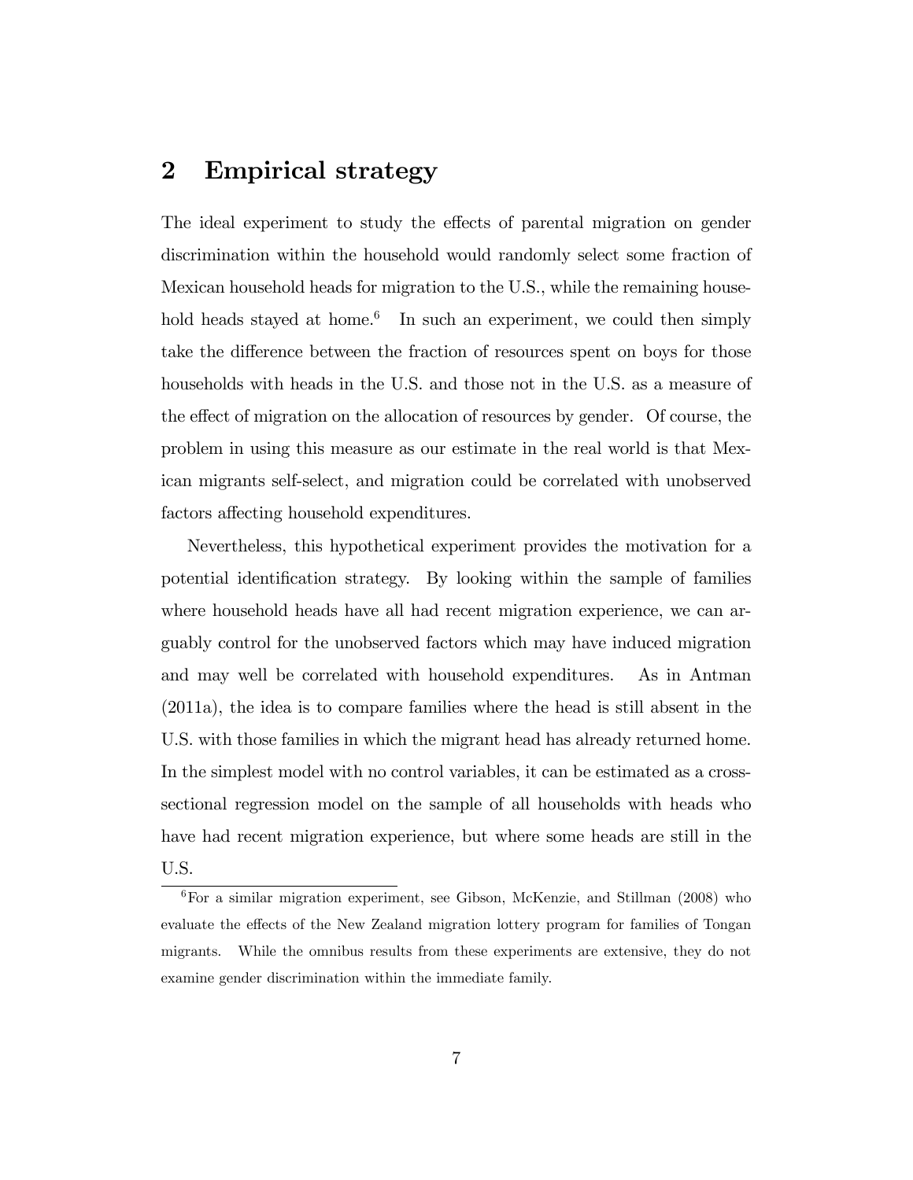## 2 Empirical strategy

The ideal experiment to study the effects of parental migration on gender discrimination within the household would randomly select some fraction of Mexican household heads for migration to the U.S., while the remaining household heads stayed at home.[6] In such an experiment, we could then simply take the difference between the fraction of resources spent on boys for those households with heads in the U.S. and those not in the U.S. as a measure of the effect of migration on the allocation of resources by gender. Of course, the problem in using this measure as our estimate in the real world is that Mexican migrants self-select, and migration could be correlated with unobserved factors affecting household expenditures.

Nevertheless, this hypothetical experiment provides the motivation for a potential identification strategy. By looking within the sample of families where household heads have all had recent migration experience, we can arguably control for the unobserved factors which may have induced migration and may well be correlated with household expenditures. As in Antman (2011a), the idea is to compare families where the head is still absent in the U.S. with those families in which the migrant head has already returned home. In the simplest model with no control variables, it can be estimated as a cross-sectional regression model on the sample of all households with heads who have had recent migration experience, but where some heads are still in the U.S.

[6] For a similar migration experiment, see Gibson, McKenzie, and Stillman (2008) who evaluate the effects of the New Zealand migration lottery program for families of Tongan migrants. While the omnibus results from these experiments are extensive, they do not examine gender discrimination within the immediate family.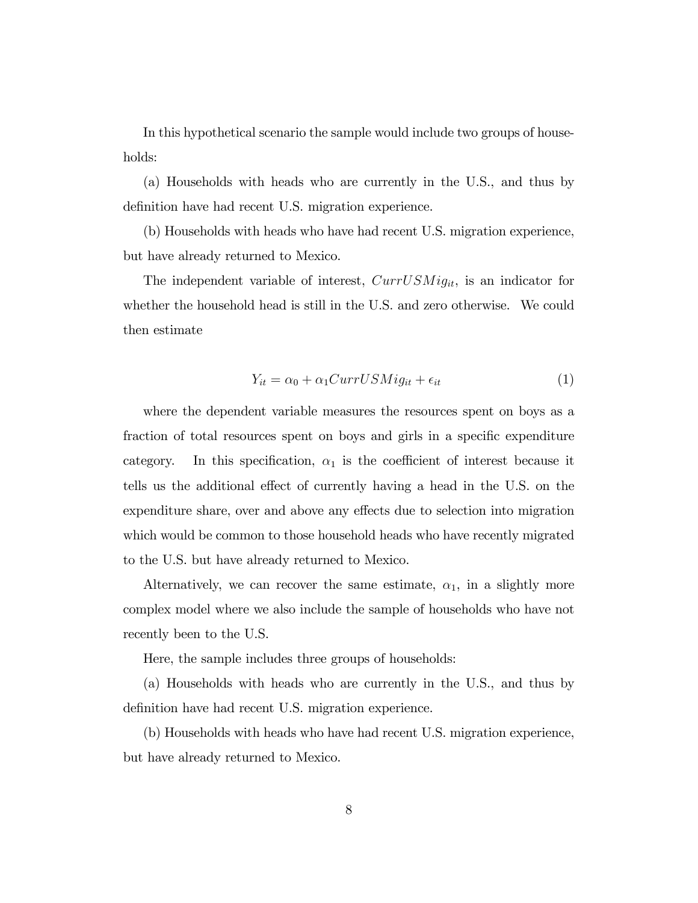In this hypothetical scenario the sample would include two groups of households:

(a) Households with heads who are currently in the U.S., and thus by definition have had recent U.S. migration experience.

(b) Households with heads who have had recent U.S. migration experience, but have already returned to Mexico.

The independent variable of interest, $CurrUSMig_{it}$, is an indicator for whether the household head is still in the U.S. and zero otherwise. We could then estimate

$$Y_{it} = \alpha_0 + \alpha_1 CurrUSMig_{it} + \epsilon_{it} \tag{1}$$

where the dependent variable measures the resources spent on boys as a fraction of total resources spent on boys and girls in a specific expenditure category. In this specification, $\alpha_1$ is the coefficient of interest because it tells us the additional effect of currently having a head in the U.S. on the expenditure share, over and above any effects due to selection into migration which would be common to those household heads who have recently migrated to the U.S. but have already returned to Mexico.

Alternatively, we can recover the same estimate, $\alpha_1$, in a slightly more complex model where we also include the sample of households who have not recently been to the U.S.

Here, the sample includes three groups of households:

(a) Households with heads who are currently in the U.S., and thus by definition have had recent U.S. migration experience.

(b) Households with heads who have had recent U.S. migration experience, but have already returned to Mexico.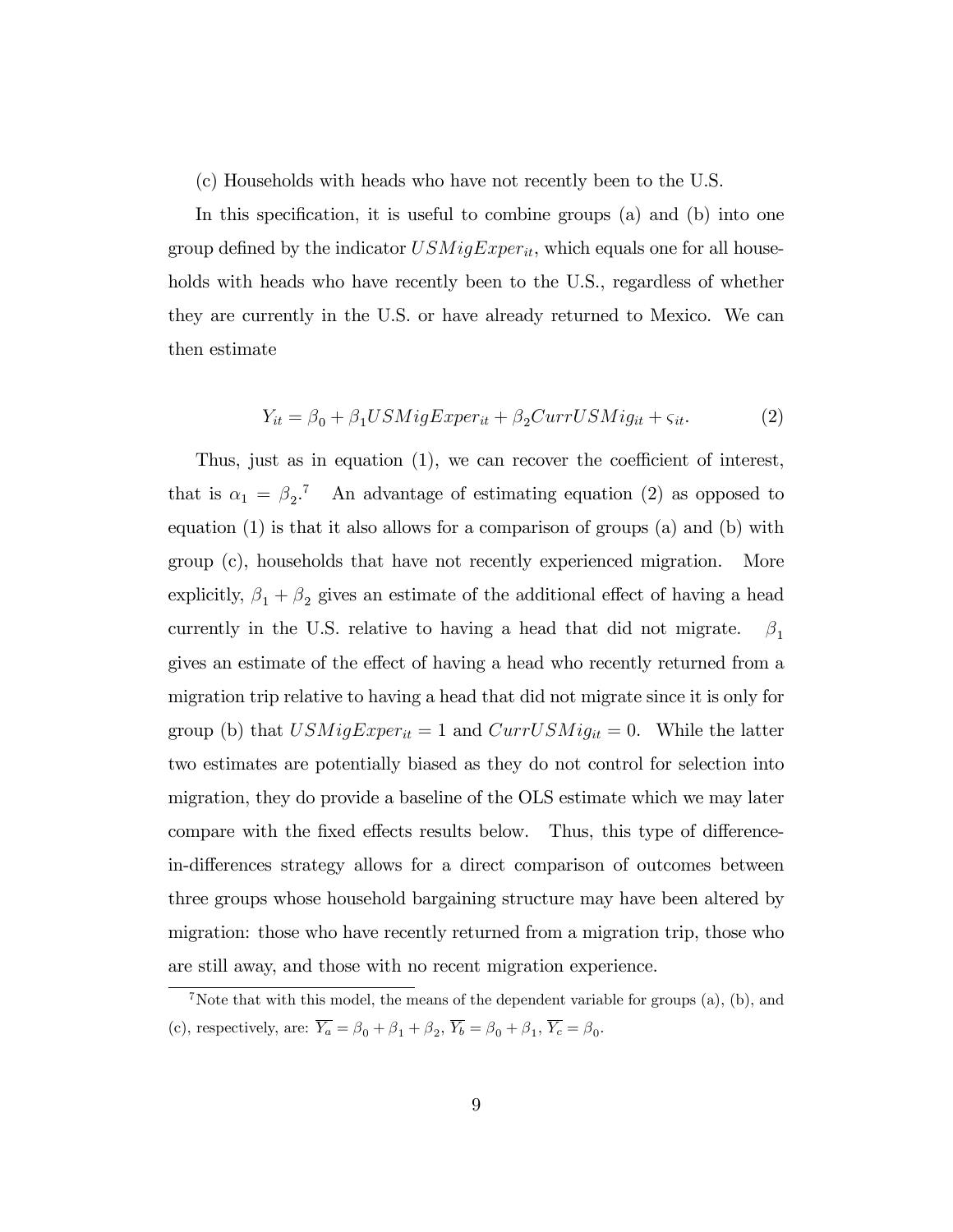(c) Households with heads who have not recently been to the U.S.

In this specification, it is useful to combine groups (a) and (b) into one group defined by the indicator $USMigExper_{it}$, which equals one for all households with heads who have recently been to the U.S., regardless of whether they are currently in the U.S. or have already returned to Mexico. We can then estimate

$$Y_{it} = \beta_0 + \beta_1 USMigExper_{it} + \beta_2 CurrUSMig_{it} + \varsigma_{it}. \tag{2}$$

Thus, just as in equation (1), we can recover the coefficient of interest, that is $\alpha_1 = \beta_2$.[7] An advantage of estimating equation (2) as opposed to equation (1) is that it also allows for a comparison of groups (a) and (b) with group (c), households that have not recently experienced migration. More explicitly, $\beta_1 + \beta_2$ gives an estimate of the additional effect of having a head currently in the U.S. relative to having a head that did not migrate. $\beta_1$ gives an estimate of the effect of having a head who recently returned from a migration trip relative to having a head that did not migrate since it is only for group (b) that $USMigExper_{it} = 1$ and $CurrUSMig_{it} = 0$. While the latter two estimates are potentially biased as they do not control for selection into migration, they do provide a baseline of the OLS estimate which we may later compare with the fixed effects results below. Thus, this type of difference-in-differences strategy allows for a direct comparison of outcomes between three groups whose household bargaining structure may have been altered by migration: those who have recently returned from a migration trip, those who are still away, and those with no recent migration experience.

[7] Note that with this model, the means of the dependent variable for groups (a), (b), and (c), respectively, are: $\overline{Y_a} = \beta_0 + \beta_1 + \beta_2$, $\overline{Y_b} = \beta_0 + \beta_1$, $\overline{Y_c} = \beta_0$.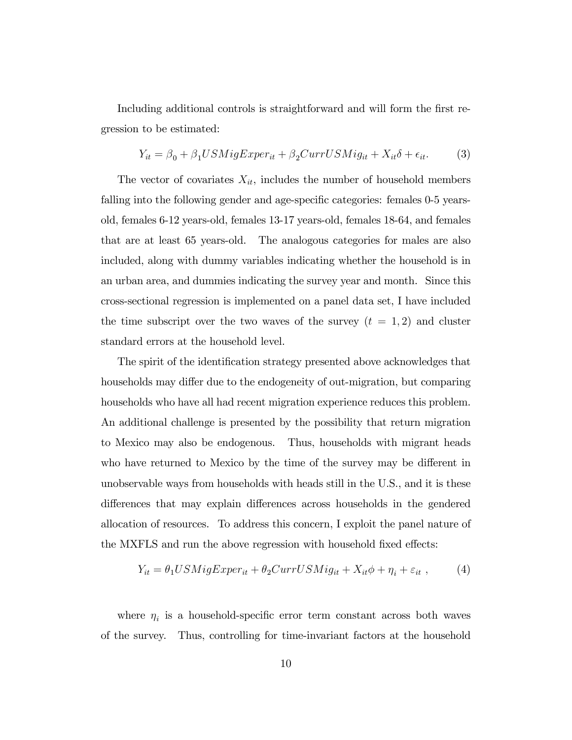Including additional controls is straightforward and will form the first regression to be estimated:

$$Y_{it} = \beta_0 + \beta_1 USMigExper_{it} + \beta_2 CurrUSMig_{it} + X_{it}\delta + \epsilon_{it}. \tag{3}$$

The vector of covariates $X_{it}$, includes the number of household members falling into the following gender and age-specific categories: females 0-5 years-old, females 6-12 years-old, females 13-17 years-old, females 18-64, and females that are at least 65 years-old. The analogous categories for males are also included, along with dummy variables indicating whether the household is in an urban area, and dummies indicating the survey year and month. Since this cross-sectional regression is implemented on a panel data set, I have included the time subscript over the two waves of the survey ($t = 1, 2$) and cluster standard errors at the household level.

The spirit of the identification strategy presented above acknowledges that households may differ due to the endogeneity of out-migration, but comparing households who have all had recent migration experience reduces this problem. An additional challenge is presented by the possibility that return migration to Mexico may also be endogenous. Thus, households with migrant heads who have returned to Mexico by the time of the survey may be different in unobservable ways from households with heads still in the U.S., and it is these differences that may explain differences across households in the gendered allocation of resources. To address this concern, I exploit the panel nature of the MXFLS and run the above regression with household fixed effects:

$$Y_{it} = \theta_1 USMigExper_{it} + \theta_2 CurrUSMig_{it} + X_{it}\phi + \eta_i + \varepsilon_{it} \ , \tag{4}$$

where $\eta_i$ is a household-specific error term constant across both waves of the survey. Thus, controlling for time-invariant factors at the household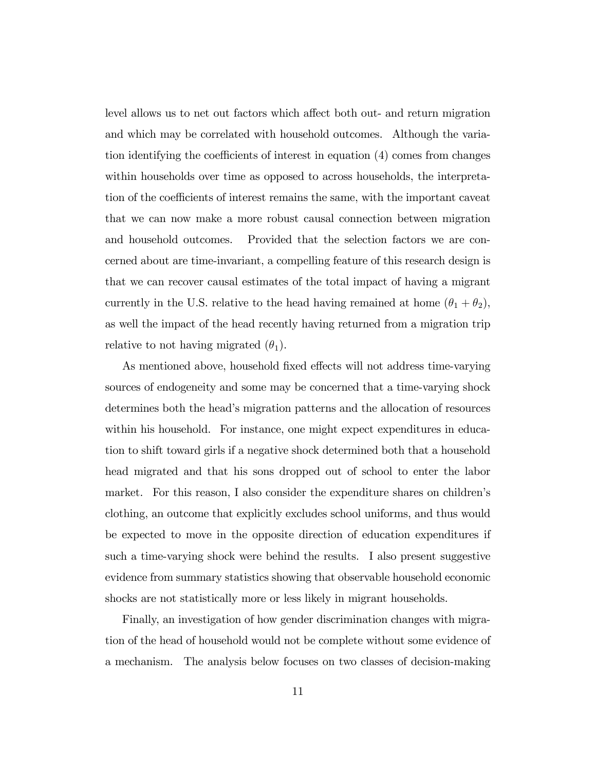level allows us to net out factors which affect both out- and return migration and which may be correlated with household outcomes. Although the variation identifying the coefficients of interest in equation (4) comes from changes within households over time as opposed to across households, the interpretation of the coefficients of interest remains the same, with the important caveat that we can now make a more robust causal connection between migration and household outcomes. Provided that the selection factors we are concerned about are time-invariant, a compelling feature of this research design is that we can recover causal estimates of the total impact of having a migrant currently in the U.S. relative to the head having remained at home ($\theta_1 + \theta_2$), as well the impact of the head recently having returned from a migration trip relative to not having migrated ($\theta_1$).

As mentioned above, household fixed effects will not address time-varying sources of endogeneity and some may be concerned that a time-varying shock determines both the head's migration patterns and the allocation of resources within his household. For instance, one might expect expenditures in education to shift toward girls if a negative shock determined both that a household head migrated and that his sons dropped out of school to enter the labor market. For this reason, I also consider the expenditure shares on children's clothing, an outcome that explicitly excludes school uniforms, and thus would be expected to move in the opposite direction of education expenditures if such a time-varying shock were behind the results. I also present suggestive evidence from summary statistics showing that observable household economic shocks are not statistically more or less likely in migrant households.

Finally, an investigation of how gender discrimination changes with migration of the head of household would not be complete without some evidence of a mechanism. The analysis below focuses on two classes of decision-making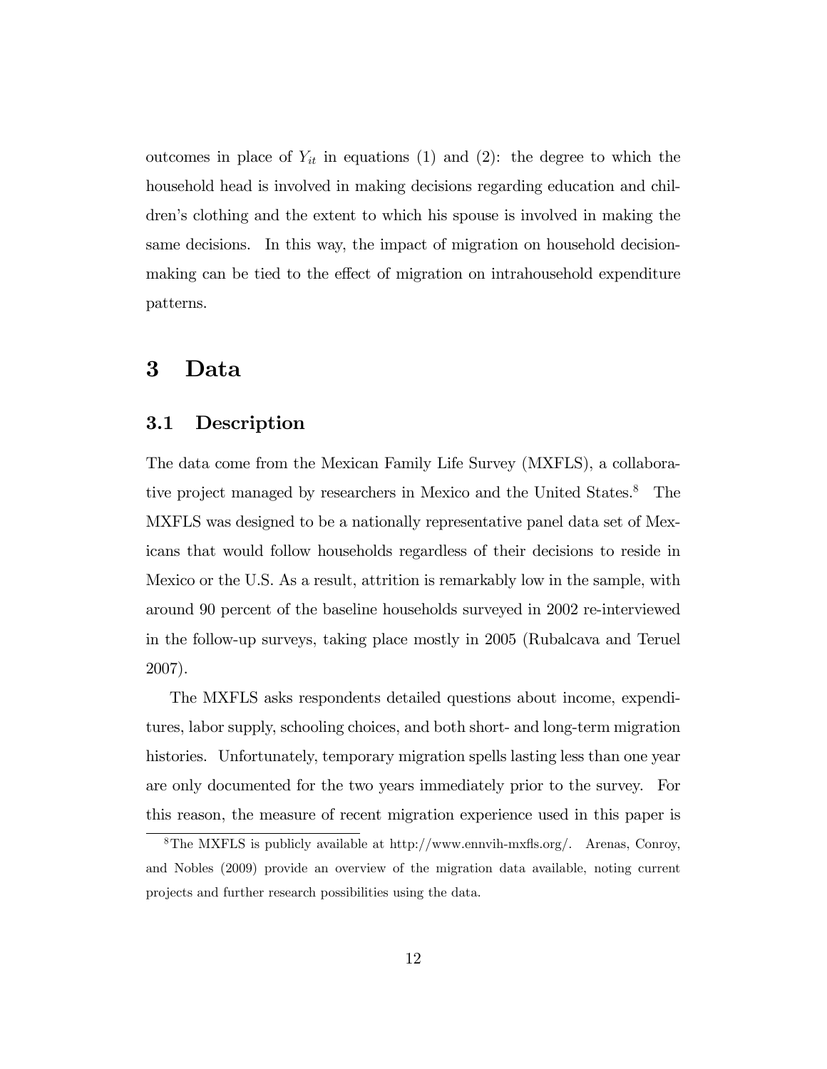outcomes in place of $Y_{it}$ in equations (1) and (2): the degree to which the household head is involved in making decisions regarding education and children's clothing and the extent to which his spouse is involved in making the same decisions. In this way, the impact of migration on household decision-making can be tied to the effect of migration on intrahousehold expenditure patterns.

# 3 Data

## 3.1 Description

The data come from the Mexican Family Life Survey (MXFLS), a collaborative project managed by researchers in Mexico and the United States.[8] The MXFLS was designed to be a nationally representative panel data set of Mexicans that would follow households regardless of their decisions to reside in Mexico or the U.S. As a result, attrition is remarkably low in the sample, with around 90 percent of the baseline households surveyed in 2002 re-interviewed in the follow-up surveys, taking place mostly in 2005 (Rubalcava and Teruel 2007).

The MXFLS asks respondents detailed questions about income, expenditures, labor supply, schooling choices, and both short- and long-term migration histories. Unfortunately, temporary migration spells lasting less than one year are only documented for the two years immediately prior to the survey. For this reason, the measure of recent migration experience used in this paper is

[8] The MXFLS is publicly available at http://www.ennvih-mxfls.org/. Arenas, Conroy, and Nobles (2009) provide an overview of the migration data available, noting current projects and further research possibilities using the data.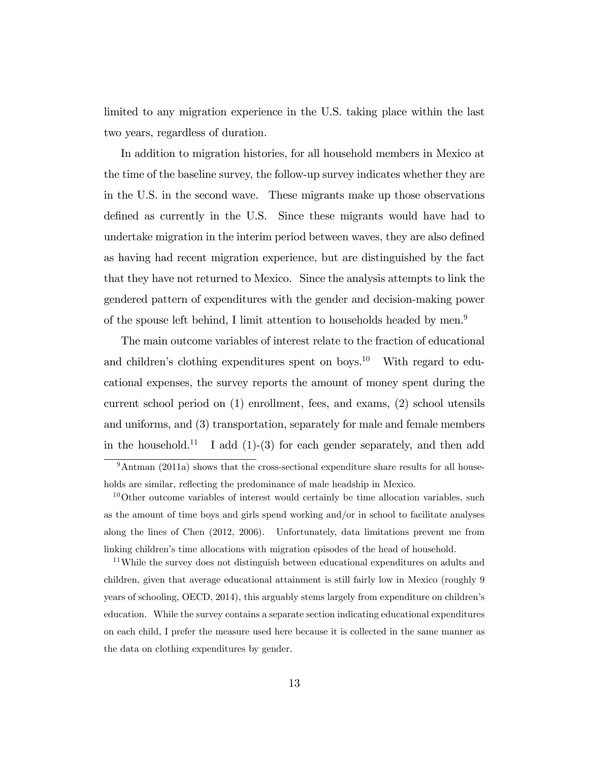limited to any migration experience in the U.S. taking place within the last two years, regardless of duration.

In addition to migration histories, for all household members in Mexico at the time of the baseline survey, the follow-up survey indicates whether they are in the U.S. in the second wave. These migrants make up those observations defined as currently in the U.S. Since these migrants would have had to undertake migration in the interim period between waves, they are also defined as having had recent migration experience, but are distinguished by the fact that they have not returned to Mexico. Since the analysis attempts to link the gendered pattern of expenditures with the gender and decision-making power of the spouse left behind, I limit attention to households headed by men.[9]

The main outcome variables of interest relate to the fraction of educational and children's clothing expenditures spent on boys.[10] With regard to educational expenses, the survey reports the amount of money spent during the current school period on (1) enrollment, fees, and exams, (2) school utensils and uniforms, and (3) transportation, separately for male and female members in the household.[11] I add (1)-(3) for each gender separately, and then add

[9] Antman (2011a) shows that the cross-sectional expenditure share results for all households are similar, reflecting the predominance of male headship in Mexico.

[10] Other outcome variables of interest would certainly be time allocation variables, such as the amount of time boys and girls spend working and/or in school to facilitate analyses along the lines of Chen (2012, 2006). Unfortunately, data limitations prevent me from linking children's time allocations with migration episodes of the head of household.

[11] While the survey does not distinguish between educational expenditures on adults and children, given that average educational attainment is still fairly low in Mexico (roughly 9 years of schooling, OECD, 2014), this arguably stems largely from expenditure on children's education. While the survey contains a separate section indicating educational expenditures on each child, I prefer the measure used here because it is collected in the same manner as the data on clothing expenditures by gender.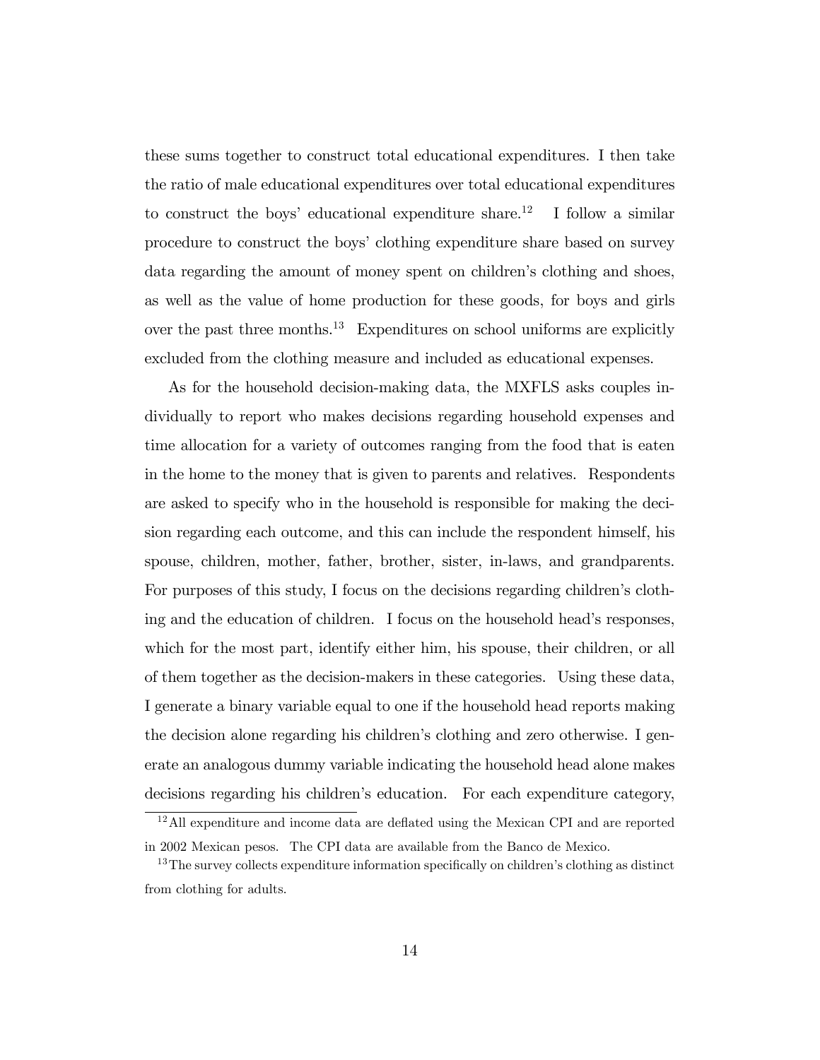these sums together to construct total educational expenditures. I then take the ratio of male educational expenditures over total educational expenditures to construct the boys' educational expenditure share.[12] I follow a similar procedure to construct the boys' clothing expenditure share based on survey data regarding the amount of money spent on children's clothing and shoes, as well as the value of home production for these goods, for boys and girls over the past three months.[13] Expenditures on school uniforms are explicitly excluded from the clothing measure and included as educational expenses.

As for the household decision-making data, the MXFLS asks couples individually to report who makes decisions regarding household expenses and time allocation for a variety of outcomes ranging from the food that is eaten in the home to the money that is given to parents and relatives. Respondents are asked to specify who in the household is responsible for making the decision regarding each outcome, and this can include the respondent himself, his spouse, children, mother, father, brother, sister, in-laws, and grandparents. For purposes of this study, I focus on the decisions regarding children's clothing and the education of children. I focus on the household head's responses, which for the most part, identify either him, his spouse, their children, or all of them together as the decision-makers in these categories. Using these data, I generate a binary variable equal to one if the household head reports making the decision alone regarding his children's clothing and zero otherwise. I generate an analogous dummy variable indicating the household head alone makes decisions regarding his children's education. For each expenditure category,

[12] All expenditure and income data are deflated using the Mexican CPI and are reported in 2002 Mexican pesos. The CPI data are available from the Banco de Mexico.

[13] The survey collects expenditure information specifically on children's clothing as distinct from clothing for adults.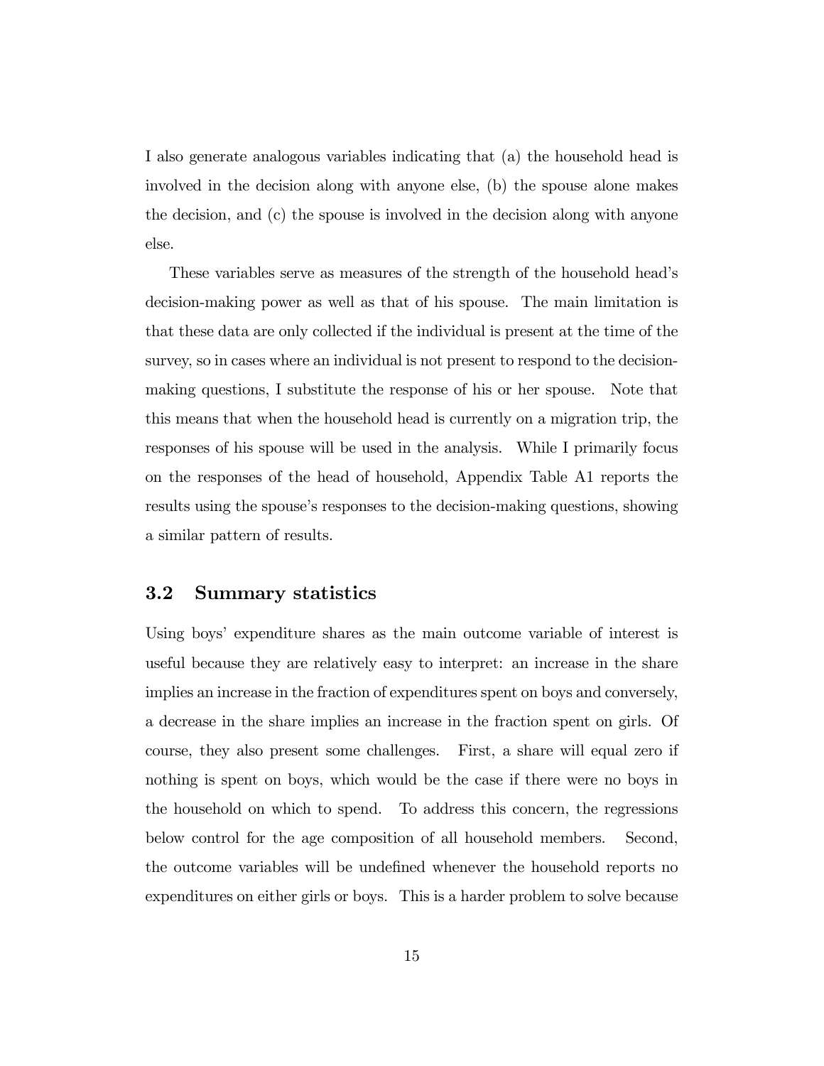I also generate analogous variables indicating that (a) the household head is involved in the decision along with anyone else, (b) the spouse alone makes the decision, and (c) the spouse is involved in the decision along with anyone else.

These variables serve as measures of the strength of the household head's decision-making power as well as that of his spouse. The main limitation is that these data are only collected if the individual is present at the time of the survey, so in cases where an individual is not present to respond to the decision-making questions, I substitute the response of his or her spouse. Note that this means that when the household head is currently on a migration trip, the responses of his spouse will be used in the analysis. While I primarily focus on the responses of the head of household, Appendix Table A1 reports the results using the spouse's responses to the decision-making questions, showing a similar pattern of results.

## 3.2 Summary statistics

Using boys' expenditure shares as the main outcome variable of interest is useful because they are relatively easy to interpret: an increase in the share implies an increase in the fraction of expenditures spent on boys and conversely, a decrease in the share implies an increase in the fraction spent on girls. Of course, they also present some challenges. First, a share will equal zero if nothing is spent on boys, which would be the case if there were no boys in the household on which to spend. To address this concern, the regressions below control for the age composition of all household members. Second, the outcome variables will be undefined whenever the household reports no expenditures on either girls or boys. This is a harder problem to solve because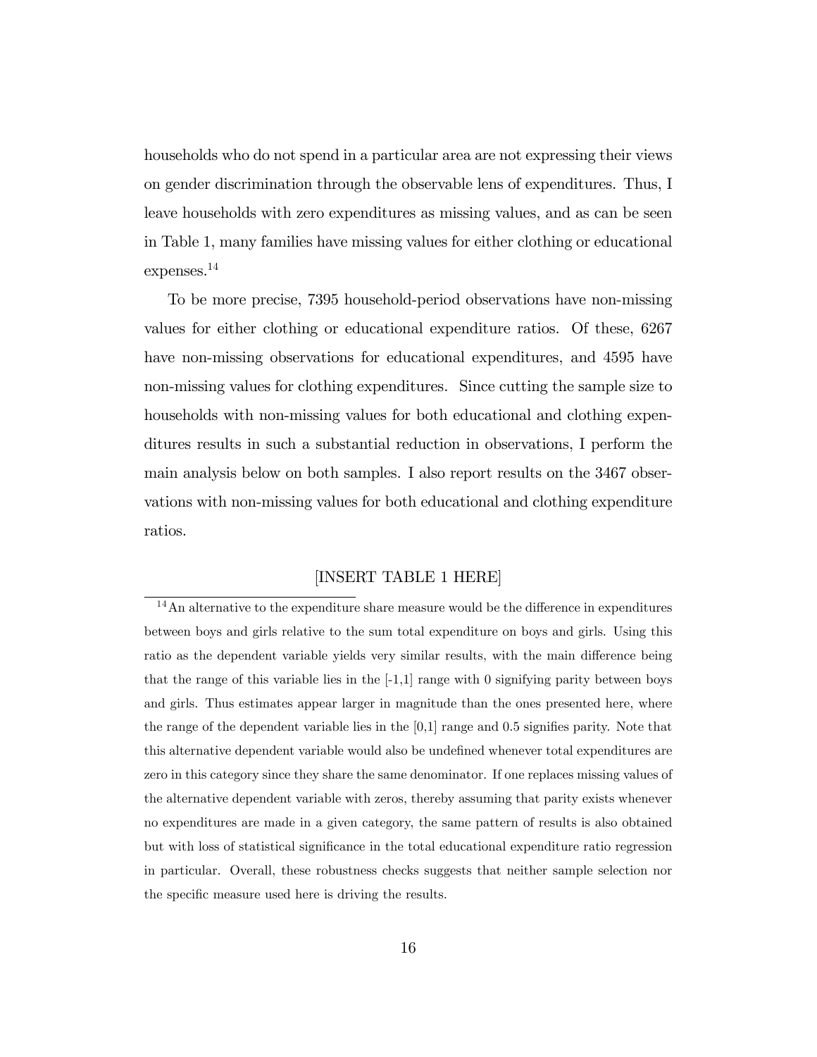households who do not spend in a particular area are not expressing their views on gender discrimination through the observable lens of expenditures. Thus, I leave households with zero expenditures as missing values, and as can be seen in Table 1, many families have missing values for either clothing or educational expenses.[14]

To be more precise, 7395 household-period observations have non-missing values for either clothing or educational expenditure ratios. Of these, 6267 have non-missing observations for educational expenditures, and 4595 have non-missing values for clothing expenditures. Since cutting the sample size to households with non-missing values for both educational and clothing expenditures results in such a substantial reduction in observations, I perform the main analysis below on both samples. I also report results on the 3467 observations with non-missing values for both educational and clothing expenditure ratios.

[INSERT TABLE 1 HERE]

[14] An alternative to the expenditure share measure would be the difference in expenditures between boys and girls relative to the sum total expenditure on boys and girls. Using this ratio as the dependent variable yields very similar results, with the main difference being that the range of this variable lies in the [-1,1] range with 0 signifying parity between boys and girls. Thus estimates appear larger in magnitude than the ones presented here, where the range of the dependent variable lies in the [0,1] range and 0.5 signifies parity. Note that this alternative dependent variable would also be undefined whenever total expenditures are zero in this category since they share the same denominator. If one replaces missing values of the alternative dependent variable with zeros, thereby assuming that parity exists whenever no expenditures are made in a given category, the same pattern of results is also obtained but with loss of statistical significance in the total educational expenditure ratio regression in particular. Overall, these robustness checks suggests that neither sample selection nor the specific measure used here is driving the results.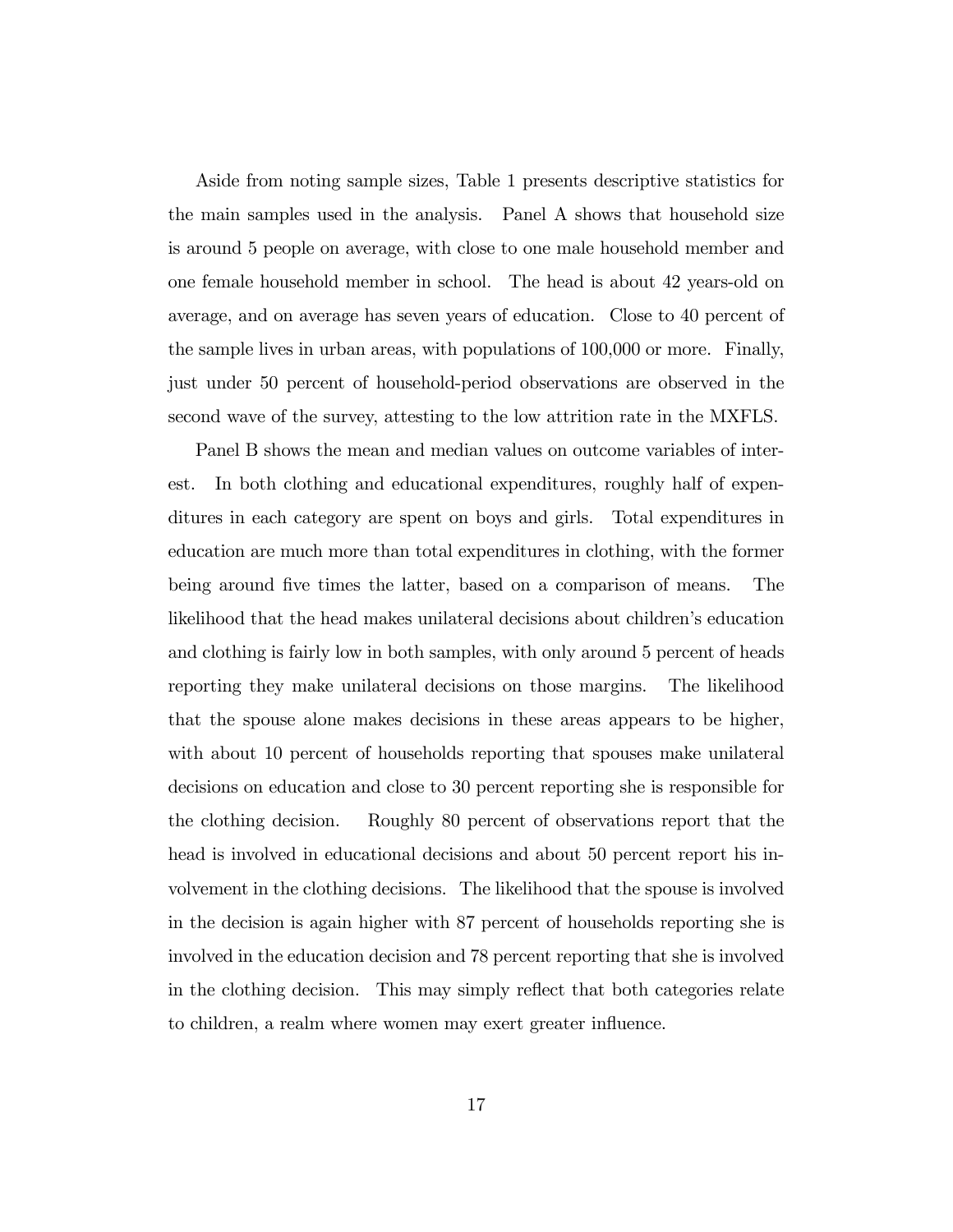Aside from noting sample sizes, Table 1 presents descriptive statistics for the main samples used in the analysis. Panel A shows that household size is around 5 people on average, with close to one male household member and one female household member in school. The head is about 42 years-old on average, and on average has seven years of education. Close to 40 percent of the sample lives in urban areas, with populations of 100,000 or more. Finally, just under 50 percent of household-period observations are observed in the second wave of the survey, attesting to the low attrition rate in the MXFLS.

Panel B shows the mean and median values on outcome variables of interest. In both clothing and educational expenditures, roughly half of expenditures in each category are spent on boys and girls. Total expenditures in education are much more than total expenditures in clothing, with the former being around five times the latter, based on a comparison of means. The likelihood that the head makes unilateral decisions about children's education and clothing is fairly low in both samples, with only around 5 percent of heads reporting they make unilateral decisions on those margins. The likelihood that the spouse alone makes decisions in these areas appears to be higher, with about 10 percent of households reporting that spouses make unilateral decisions on education and close to 30 percent reporting she is responsible for the clothing decision. Roughly 80 percent of observations report that the head is involved in educational decisions and about 50 percent report his involvement in the clothing decisions. The likelihood that the spouse is involved in the decision is again higher with 87 percent of households reporting she is involved in the education decision and 78 percent reporting that she is involved in the clothing decision. This may simply reflect that both categories relate to children, a realm where women may exert greater influence.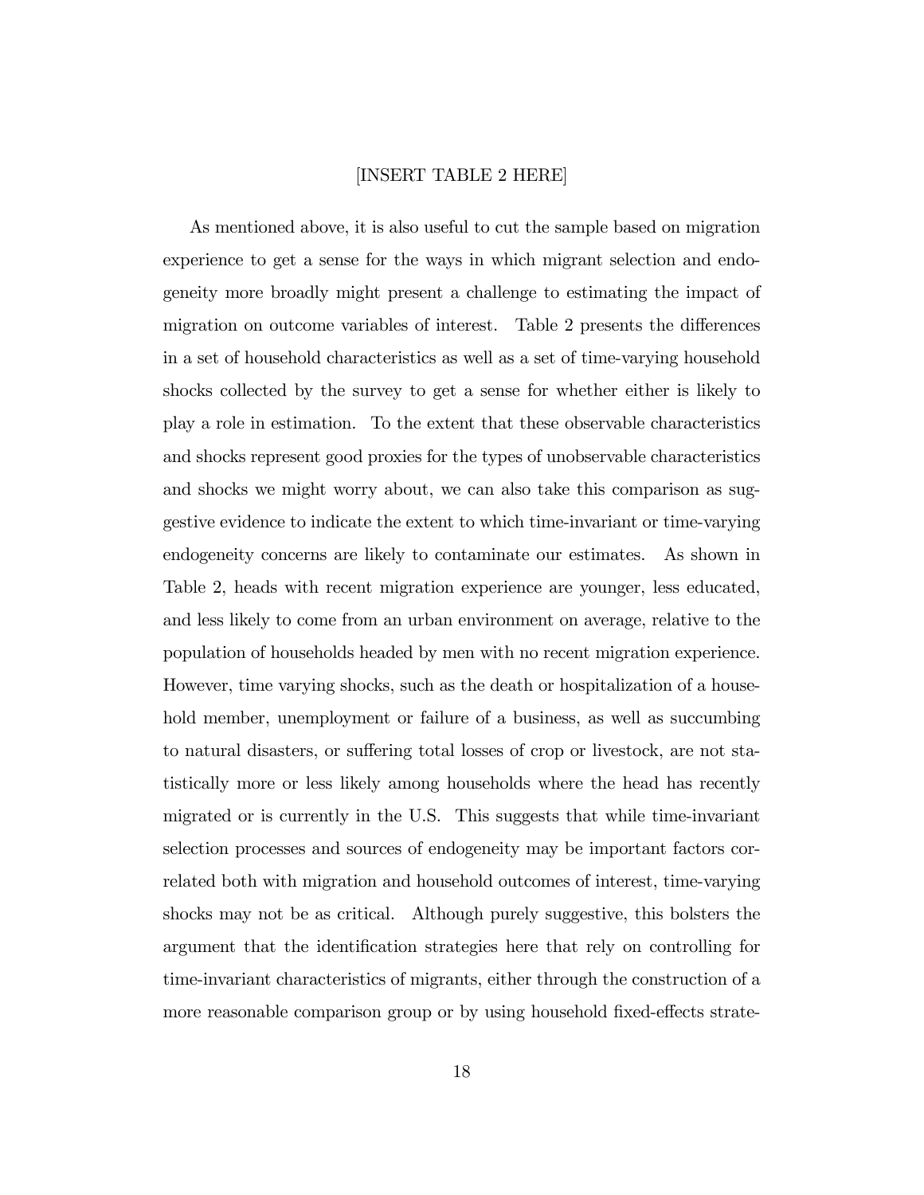[INSERT TABLE 2 HERE]

As mentioned above, it is also useful to cut the sample based on migration experience to get a sense for the ways in which migrant selection and endogeneity more broadly might present a challenge to estimating the impact of migration on outcome variables of interest. Table 2 presents the differences in a set of household characteristics as well as a set of time-varying household shocks collected by the survey to get a sense for whether either is likely to play a role in estimation. To the extent that these observable characteristics and shocks represent good proxies for the types of unobservable characteristics and shocks we might worry about, we can also take this comparison as suggestive evidence to indicate the extent to which time-invariant or time-varying endogeneity concerns are likely to contaminate our estimates. As shown in Table 2, heads with recent migration experience are younger, less educated, and less likely to come from an urban environment on average, relative to the population of households headed by men with no recent migration experience. However, time varying shocks, such as the death or hospitalization of a household member, unemployment or failure of a business, as well as succumbing to natural disasters, or suffering total losses of crop or livestock, are not statistically more or less likely among households where the head has recently migrated or is currently in the U.S. This suggests that while time-invariant selection processes and sources of endogeneity may be important factors correlated both with migration and household outcomes of interest, time-varying shocks may not be as critical. Although purely suggestive, this bolsters the argument that the identification strategies here that rely on controlling for time-invariant characteristics of migrants, either through the construction of a more reasonable comparison group or by using household fixed-effects strate-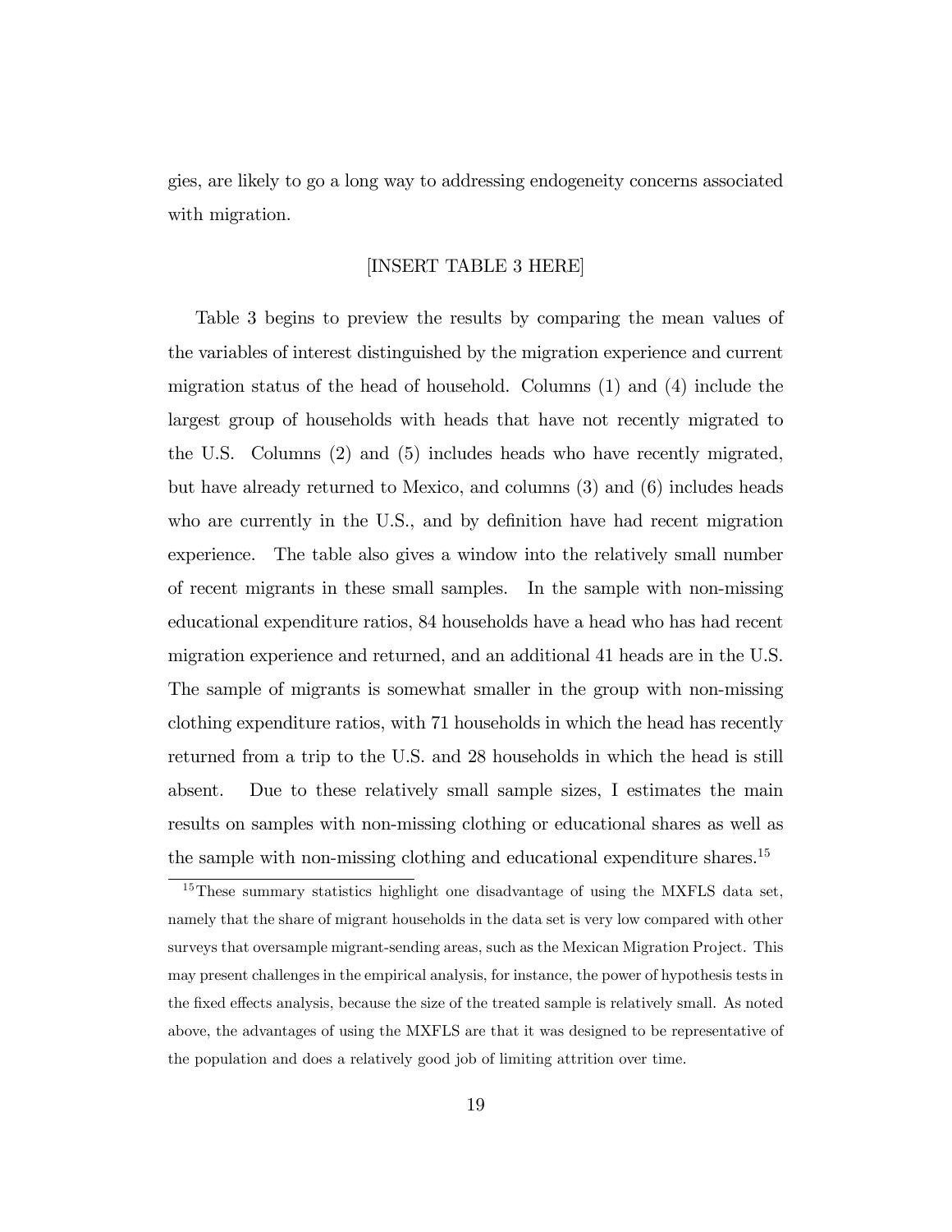gies, are likely to go a long way to addressing endogeneity concerns associated with migration.

[INSERT TABLE 3 HERE]

Table 3 begins to preview the results by comparing the mean values of the variables of interest distinguished by the migration experience and current migration status of the head of household. Columns (1) and (4) include the largest group of households with heads that have not recently migrated to the U.S. Columns (2) and (5) includes heads who have recently migrated, but have already returned to Mexico, and columns (3) and (6) includes heads who are currently in the U.S., and by definition have had recent migration experience. The table also gives a window into the relatively small number of recent migrants in these small samples. In the sample with non-missing educational expenditure ratios, 84 households have a head who has had recent migration experience and returned, and an additional 41 heads are in the U.S. The sample of migrants is somewhat smaller in the group with non-missing clothing expenditure ratios, with 71 households in which the head has recently returned from a trip to the U.S. and 28 households in which the head is still absent. Due to these relatively small sample sizes, I estimates the main results on samples with non-missing clothing or educational shares as well as the sample with non-missing clothing and educational expenditure shares.[15]

[15] These summary statistics highlight one disadvantage of using the MXFLS data set, namely that the share of migrant households in the data set is very low compared with other surveys that oversample migrant-sending areas, such as the Mexican Migration Project. This may present challenges in the empirical analysis, for instance, the power of hypothesis tests in the fixed effects analysis, because the size of the treated sample is relatively small. As noted above, the advantages of using the MXFLS are that it was designed to be representative of the population and does a relatively good job of limiting attrition over time.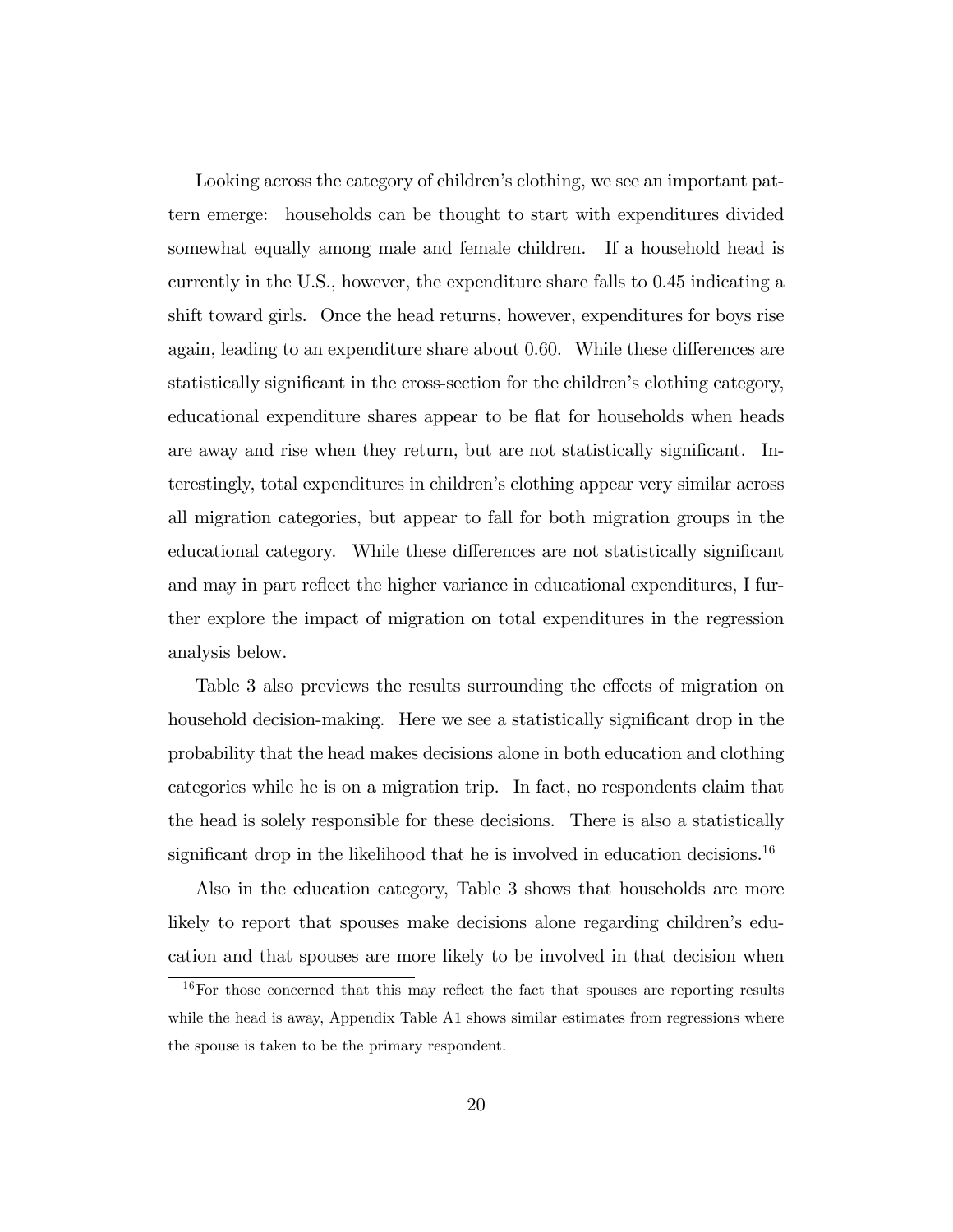Looking across the category of children's clothing, we see an important pattern emerge: households can be thought to start with expenditures divided somewhat equally among male and female children. If a household head is currently in the U.S., however, the expenditure share falls to 0.45 indicating a shift toward girls. Once the head returns, however, expenditures for boys rise again, leading to an expenditure share about 0.60. While these differences are statistically significant in the cross-section for the children's clothing category, educational expenditure shares appear to be flat for households when heads are away and rise when they return, but are not statistically significant. Interestingly, total expenditures in children's clothing appear very similar across all migration categories, but appear to fall for both migration groups in the educational category. While these differences are not statistically significant and may in part reflect the higher variance in educational expenditures, I further explore the impact of migration on total expenditures in the regression analysis below.

Table 3 also previews the results surrounding the effects of migration on household decision-making. Here we see a statistically significant drop in the probability that the head makes decisions alone in both education and clothing categories while he is on a migration trip. In fact, no respondents claim that the head is solely responsible for these decisions. There is also a statistically significant drop in the likelihood that he is involved in education decisions.[16]

Also in the education category, Table 3 shows that households are more likely to report that spouses make decisions alone regarding children's education and that spouses are more likely to be involved in that decision when

[16] For those concerned that this may reflect the fact that spouses are reporting results while the head is away, Appendix Table A1 shows similar estimates from regressions where the spouse is taken to be the primary respondent.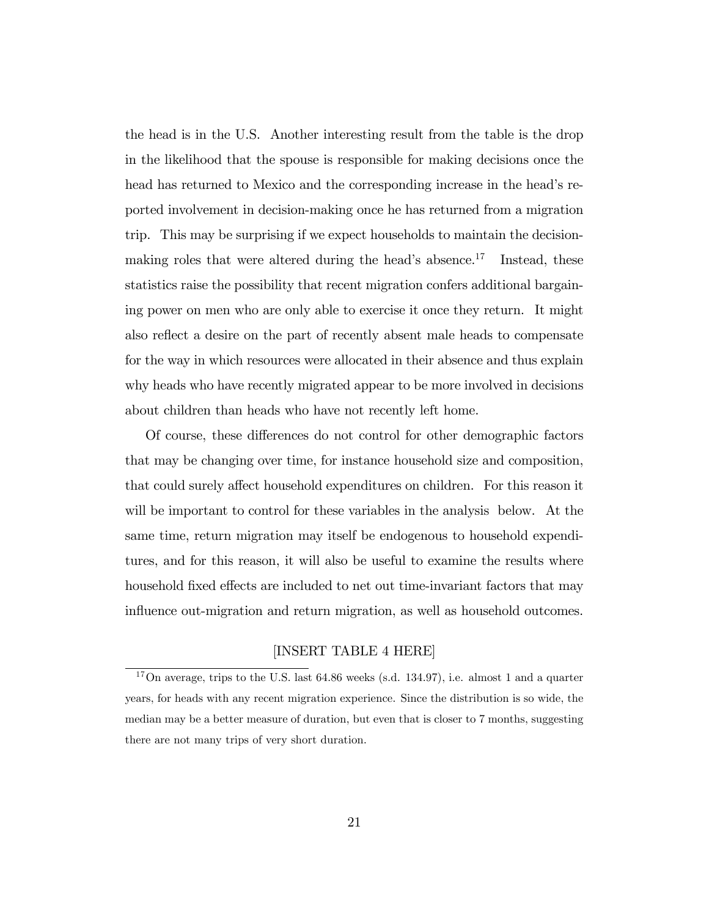the head is in the U.S. Another interesting result from the table is the drop in the likelihood that the spouse is responsible for making decisions once the head has returned to Mexico and the corresponding increase in the head's reported involvement in decision-making once he has returned from a migration trip. This may be surprising if we expect households to maintain the decision-making roles that were altered during the head's absence.[17] Instead, these statistics raise the possibility that recent migration confers additional bargaining power on men who are only able to exercise it once they return. It might also reflect a desire on the part of recently absent male heads to compensate for the way in which resources were allocated in their absence and thus explain why heads who have recently migrated appear to be more involved in decisions about children than heads who have not recently left home.

Of course, these differences do not control for other demographic factors that may be changing over time, for instance household size and composition, that could surely affect household expenditures on children. For this reason it will be important to control for these variables in the analysis below. At the same time, return migration may itself be endogenous to household expenditures, and for this reason, it will also be useful to examine the results where household fixed effects are included to net out time-invariant factors that may influence out-migration and return migration, as well as household outcomes.

[INSERT TABLE 4 HERE]

[17] On average, trips to the U.S. last 64.86 weeks (s.d. 134.97), i.e. almost 1 and a quarter years, for heads with any recent migration experience. Since the distribution is so wide, the median may be a better measure of duration, but even that is closer to 7 months, suggesting there are not many trips of very short duration.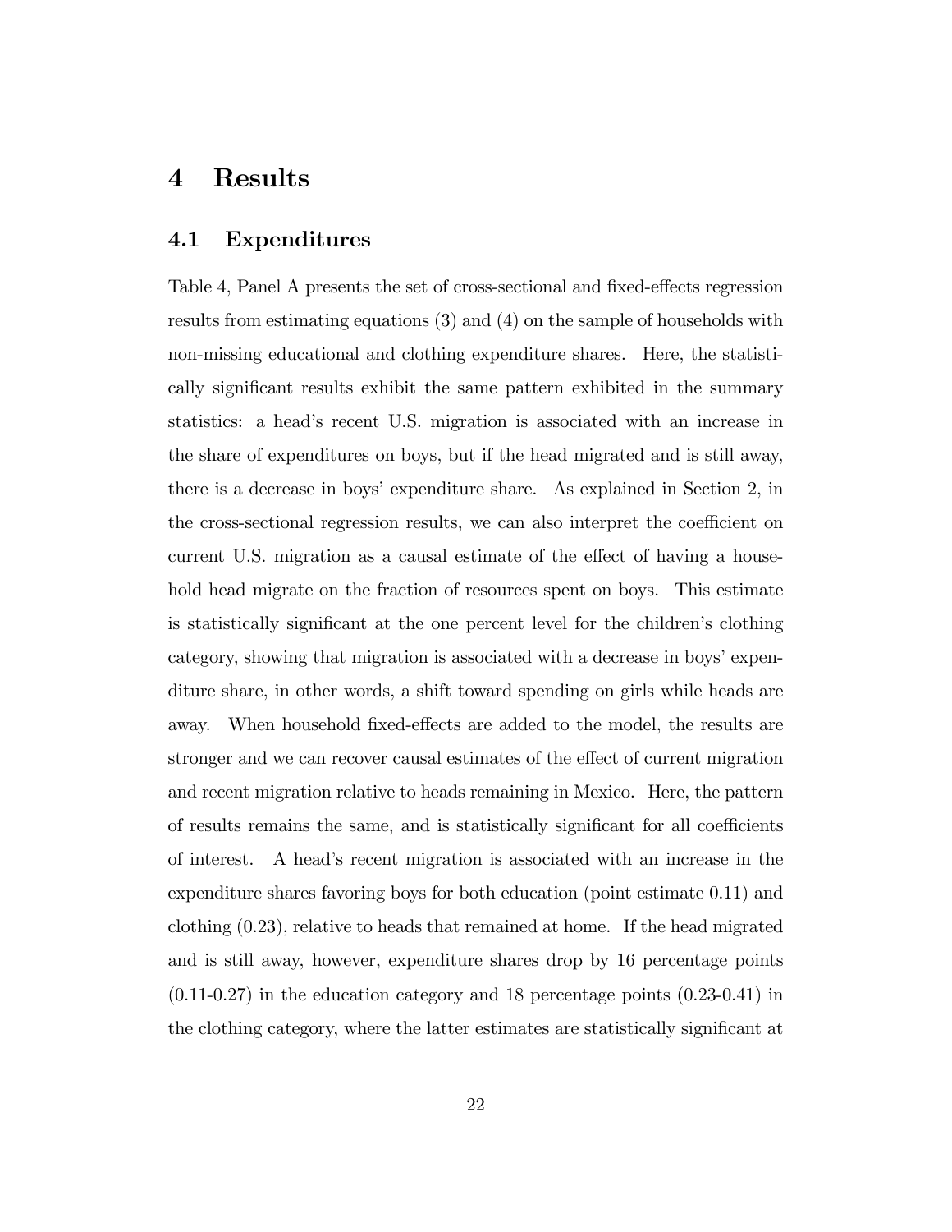# 4 Results

## 4.1 Expenditures

Table 4, Panel A presents the set of cross-sectional and fixed-effects regression results from estimating equations (3) and (4) on the sample of households with non-missing educational and clothing expenditure shares. Here, the statistically significant results exhibit the same pattern exhibited in the summary statistics: a head's recent U.S. migration is associated with an increase in the share of expenditures on boys, but if the head migrated and is still away, there is a decrease in boys' expenditure share. As explained in Section 2, in the cross-sectional regression results, we can also interpret the coefficient on current U.S. migration as a causal estimate of the effect of having a household head migrate on the fraction of resources spent on boys. This estimate is statistically significant at the one percent level for the children's clothing category, showing that migration is associated with a decrease in boys' expenditure share, in other words, a shift toward spending on girls while heads are away. When household fixed-effects are added to the model, the results are stronger and we can recover causal estimates of the effect of current migration and recent migration relative to heads remaining in Mexico. Here, the pattern of results remains the same, and is statistically significant for all coefficients of interest. A head's recent migration is associated with an increase in the expenditure shares favoring boys for both education (point estimate 0.11) and clothing (0.23), relative to heads that remained at home. If the head migrated and is still away, however, expenditure shares drop by 16 percentage points (0.11-0.27) in the education category and 18 percentage points (0.23-0.41) in the clothing category, where the latter estimates are statistically significant at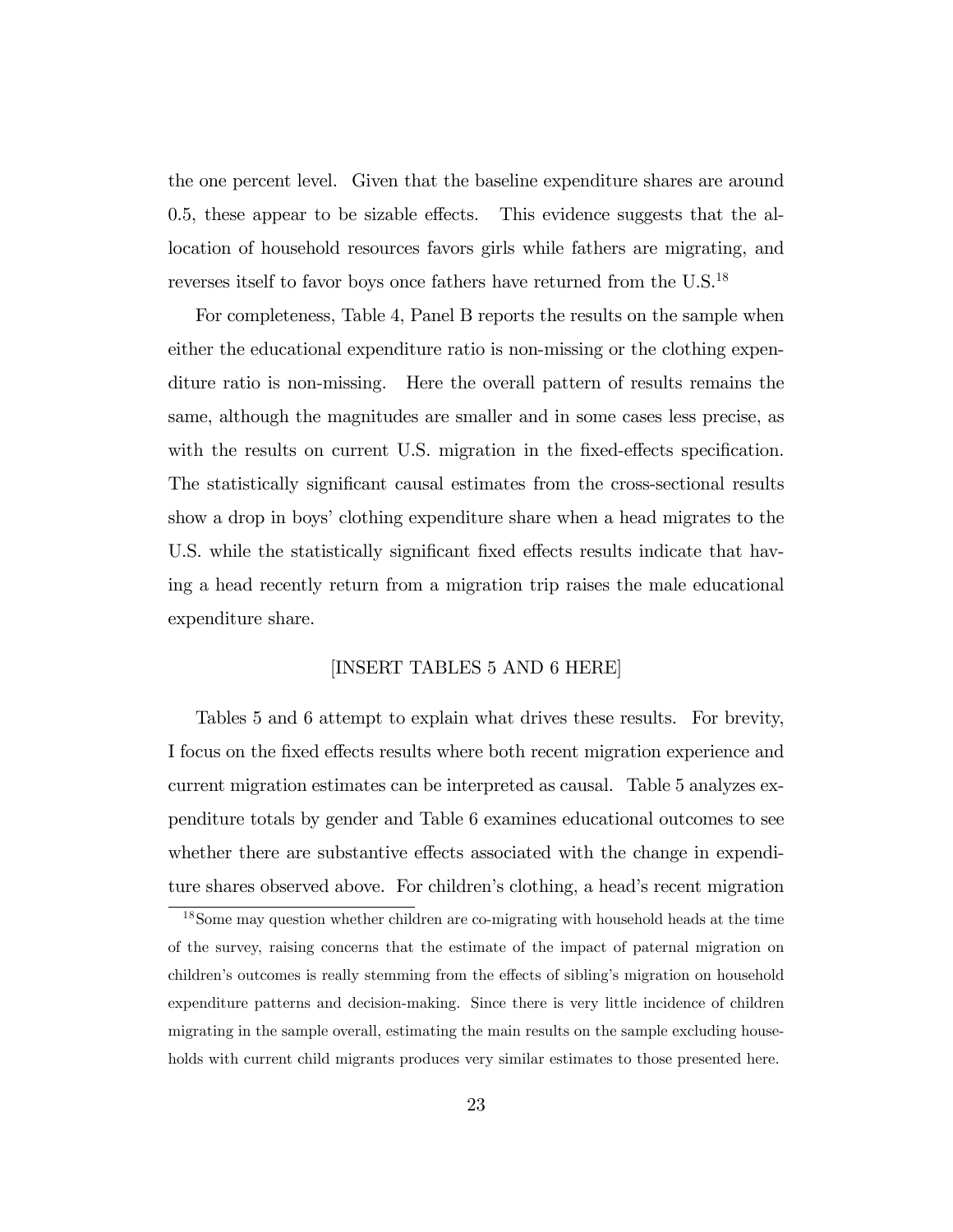the one percent level. Given that the baseline expenditure shares are around 0.5, these appear to be sizable effects. This evidence suggests that the allocation of household resources favors girls while fathers are migrating, and reverses itself to favor boys once fathers have returned from the U.S.[18]

For completeness, Table 4, Panel B reports the results on the sample when either the educational expenditure ratio is non-missing or the clothing expenditure ratio is non-missing. Here the overall pattern of results remains the same, although the magnitudes are smaller and in some cases less precise, as with the results on current U.S. migration in the fixed-effects specification. The statistically significant causal estimates from the cross-sectional results show a drop in boys' clothing expenditure share when a head migrates to the U.S. while the statistically significant fixed effects results indicate that having a head recently return from a migration trip raises the male educational expenditure share.

[INSERT TABLES 5 AND 6 HERE]

Tables 5 and 6 attempt to explain what drives these results. For brevity, I focus on the fixed effects results where both recent migration experience and current migration estimates can be interpreted as causal. Table 5 analyzes expenditure totals by gender and Table 6 examines educational outcomes to see whether there are substantive effects associated with the change in expenditure shares observed above. For children's clothing, a head's recent migration

[18] Some may question whether children are co-migrating with household heads at the time of the survey, raising concerns that the estimate of the impact of paternal migration on children's outcomes is really stemming from the effects of sibling's migration on household expenditure patterns and decision-making. Since there is very little incidence of children migrating in the sample overall, estimating the main results on the sample excluding households with current child migrants produces very similar estimates to those presented here.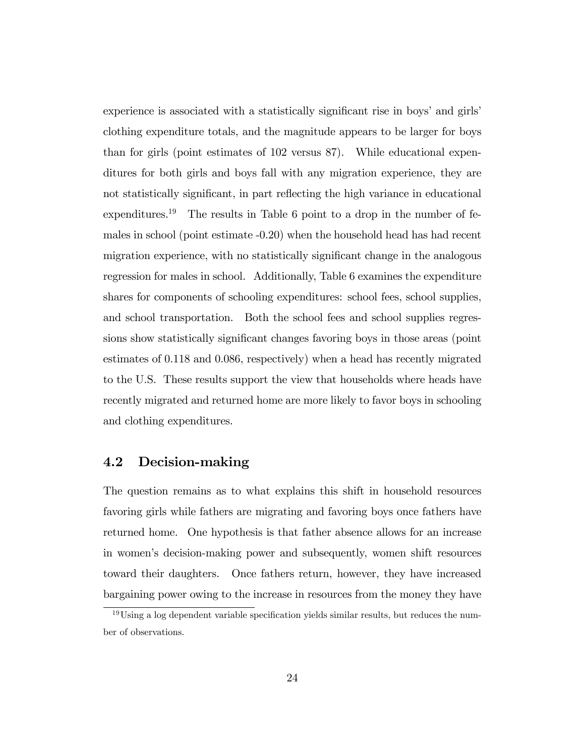experience is associated with a statistically significant rise in boys' and girls' clothing expenditure totals, and the magnitude appears to be larger for boys than for girls (point estimates of 102 versus 87). While educational expenditures for both girls and boys fall with any migration experience, they are not statistically significant, in part reflecting the high variance in educational expenditures.[19] The results in Table 6 point to a drop in the number of females in school (point estimate -0.20) when the household head has had recent migration experience, with no statistically significant change in the analogous regression for males in school. Additionally, Table 6 examines the expenditure shares for components of schooling expenditures: school fees, school supplies, and school transportation. Both the school fees and school supplies regressions show statistically significant changes favoring boys in those areas (point estimates of 0.118 and 0.086, respectively) when a head has recently migrated to the U.S. These results support the view that households where heads have recently migrated and returned home are more likely to favor boys in schooling and clothing expenditures.

## 4.2 Decision-making

The question remains as to what explains this shift in household resources favoring girls while fathers are migrating and favoring boys once fathers have returned home. One hypothesis is that father absence allows for an increase in women's decision-making power and subsequently, women shift resources toward their daughters. Once fathers return, however, they have increased bargaining power owing to the increase in resources from the money they have

[19] Using a log dependent variable specification yields similar results, but reduces the number of observations.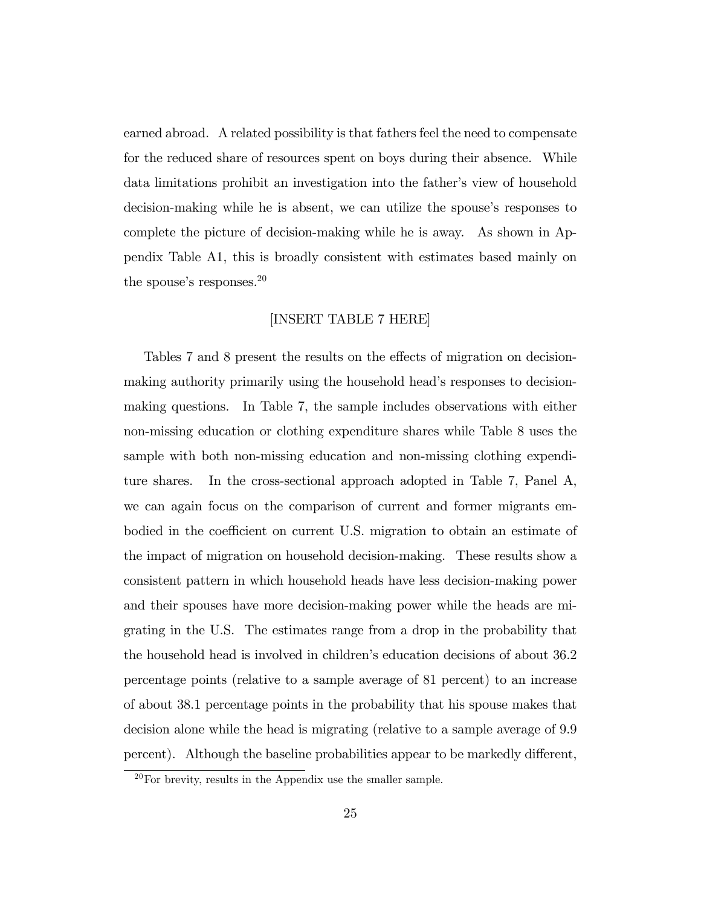earned abroad. A related possibility is that fathers feel the need to compensate for the reduced share of resources spent on boys during their absence. While data limitations prohibit an investigation into the father's view of household decision-making while he is absent, we can utilize the spouse's responses to complete the picture of decision-making while he is away. As shown in Appendix Table A1, this is broadly consistent with estimates based mainly on the spouse's responses.[20]

[INSERT TABLE 7 HERE]

Tables 7 and 8 present the results on the effects of migration on decision-making authority primarily using the household head's responses to decision-making questions. In Table 7, the sample includes observations with either non-missing education or clothing expenditure shares while Table 8 uses the sample with both non-missing education and non-missing clothing expenditure shares. In the cross-sectional approach adopted in Table 7, Panel A, we can again focus on the comparison of current and former migrants embodied in the coefficient on current U.S. migration to obtain an estimate of the impact of migration on household decision-making. These results show a consistent pattern in which household heads have less decision-making power and their spouses have more decision-making power while the heads are migrating in the U.S. The estimates range from a drop in the probability that the household head is involved in children's education decisions of about 36.2 percentage points (relative to a sample average of 81 percent) to an increase of about 38.1 percentage points in the probability that his spouse makes that decision alone while the head is migrating (relative to a sample average of 9.9 percent). Although the baseline probabilities appear to be markedly different,

[20] For brevity, results in the Appendix use the smaller sample.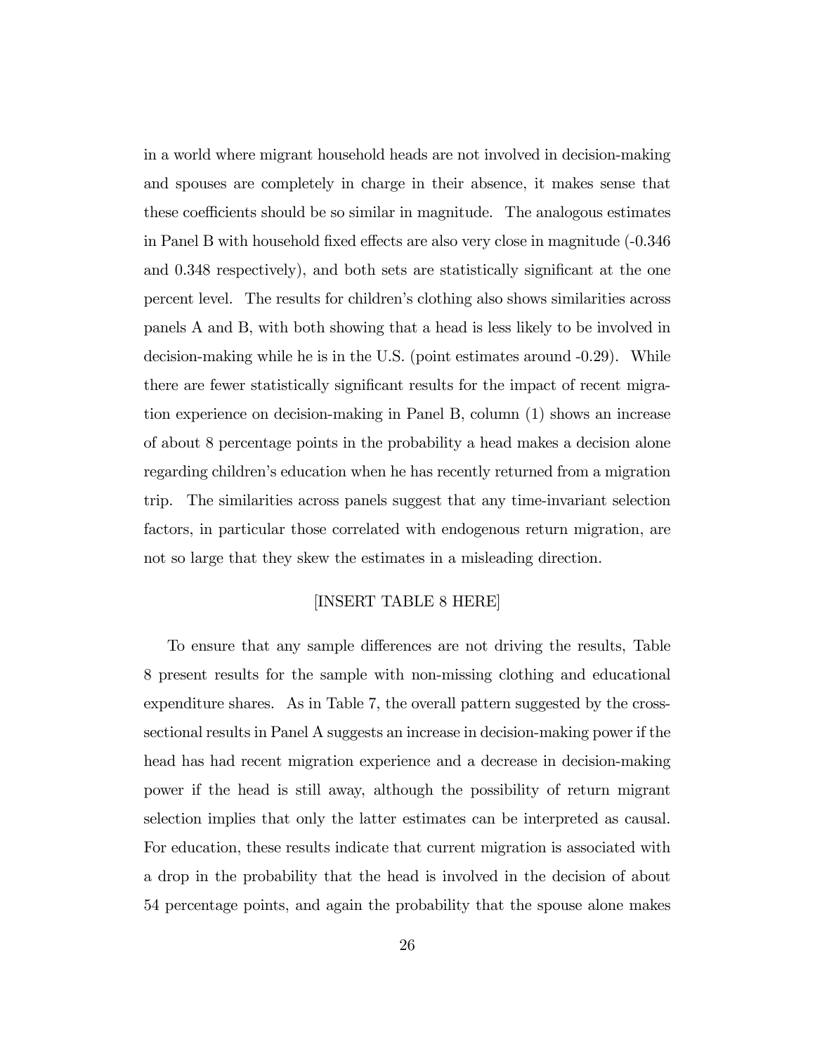in a world where migrant household heads are not involved in decision-making and spouses are completely in charge in their absence, it makes sense that these coefficients should be so similar in magnitude. The analogous estimates in Panel B with household fixed effects are also very close in magnitude (-0.346 and 0.348 respectively), and both sets are statistically significant at the one percent level. The results for children's clothing also shows similarities across panels A and B, with both showing that a head is less likely to be involved in decision-making while he is in the U.S. (point estimates around -0.29). While there are fewer statistically significant results for the impact of recent migration experience on decision-making in Panel B, column (1) shows an increase of about 8 percentage points in the probability a head makes a decision alone regarding children's education when he has recently returned from a migration trip. The similarities across panels suggest that any time-invariant selection factors, in particular those correlated with endogenous return migration, are not so large that they skew the estimates in a misleading direction.

[INSERT TABLE 8 HERE]

To ensure that any sample differences are not driving the results, Table 8 present results for the sample with non-missing clothing and educational expenditure shares. As in Table 7, the overall pattern suggested by the cross-sectional results in Panel A suggests an increase in decision-making power if the head has had recent migration experience and a decrease in decision-making power if the head is still away, although the possibility of return migrant selection implies that only the latter estimates can be interpreted as causal. For education, these results indicate that current migration is associated with a drop in the probability that the head is involved in the decision of about 54 percentage points, and again the probability that the spouse alone makes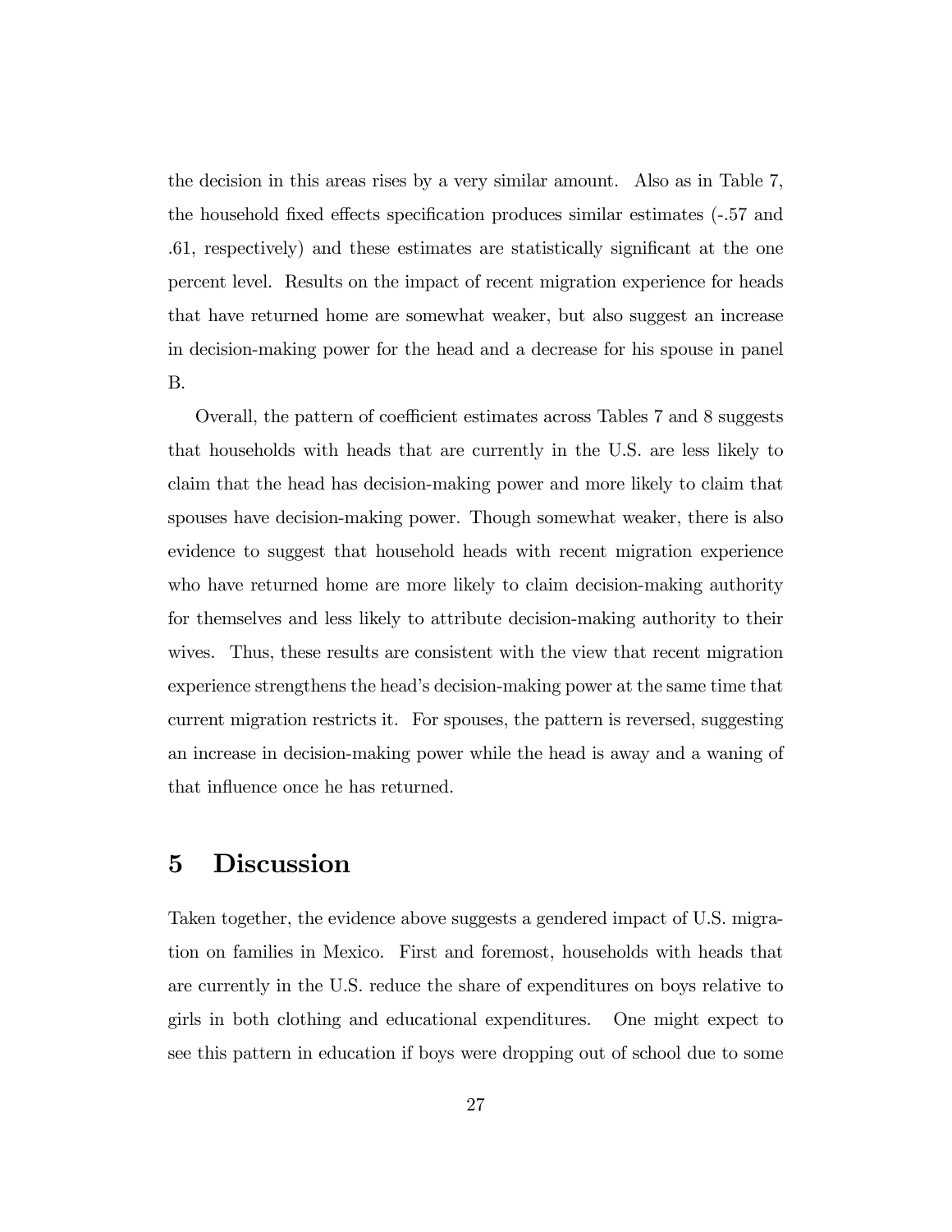the decision in this areas rises by a very similar amount. Also as in Table 7, the household fixed effects specification produces similar estimates (-.57 and .61, respectively) and these estimates are statistically significant at the one percent level. Results on the impact of recent migration experience for heads that have returned home are somewhat weaker, but also suggest an increase in decision-making power for the head and a decrease for his spouse in panel B.

Overall, the pattern of coefficient estimates across Tables 7 and 8 suggests that households with heads that are currently in the U.S. are less likely to claim that the head has decision-making power and more likely to claim that spouses have decision-making power. Though somewhat weaker, there is also evidence to suggest that household heads with recent migration experience who have returned home are more likely to claim decision-making authority for themselves and less likely to attribute decision-making authority to their wives. Thus, these results are consistent with the view that recent migration experience strengthens the head's decision-making power at the same time that current migration restricts it. For spouses, the pattern is reversed, suggesting an increase in decision-making power while the head is away and a waning of that influence once he has returned.

# 5 Discussion

Taken together, the evidence above suggests a gendered impact of U.S. migration on families in Mexico. First and foremost, households with heads that are currently in the U.S. reduce the share of expenditures on boys relative to girls in both clothing and educational expenditures. One might expect to see this pattern in education if boys were dropping out of school due to some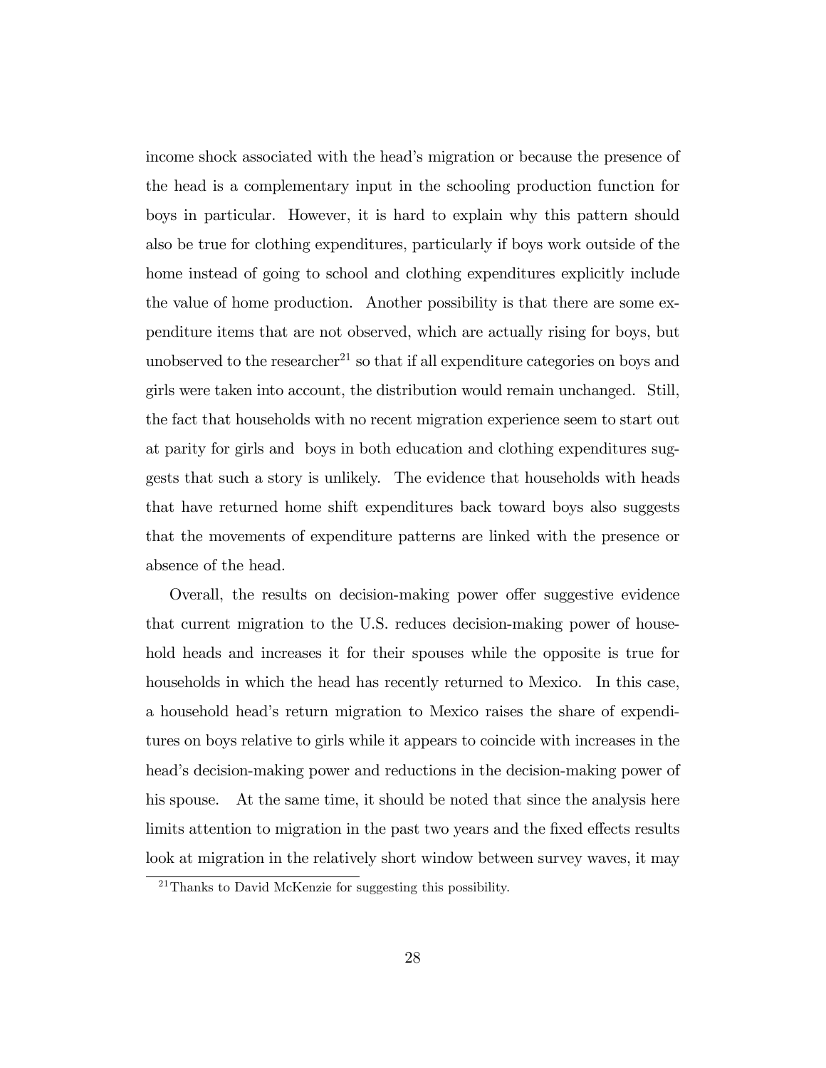income shock associated with the head's migration or because the presence of the head is a complementary input in the schooling production function for boys in particular. However, it is hard to explain why this pattern should also be true for clothing expenditures, particularly if boys work outside of the home instead of going to school and clothing expenditures explicitly include the value of home production. Another possibility is that there are some expenditure items that are not observed, which are actually rising for boys, but unobserved to the researcher[21] so that if all expenditure categories on boys and girls were taken into account, the distribution would remain unchanged. Still, the fact that households with no recent migration experience seem to start out at parity for girls and boys in both education and clothing expenditures suggests that such a story is unlikely. The evidence that households with heads that have returned home shift expenditures back toward boys also suggests that the movements of expenditure patterns are linked with the presence or absence of the head.

Overall, the results on decision-making power offer suggestive evidence that current migration to the U.S. reduces decision-making power of household heads and increases it for their spouses while the opposite is true for households in which the head has recently returned to Mexico. In this case, a household head's return migration to Mexico raises the share of expenditures on boys relative to girls while it appears to coincide with increases in the head's decision-making power and reductions in the decision-making power of his spouse. At the same time, it should be noted that since the analysis here limits attention to migration in the past two years and the fixed effects results look at migration in the relatively short window between survey waves, it may

[21] Thanks to David McKenzie for suggesting this possibility.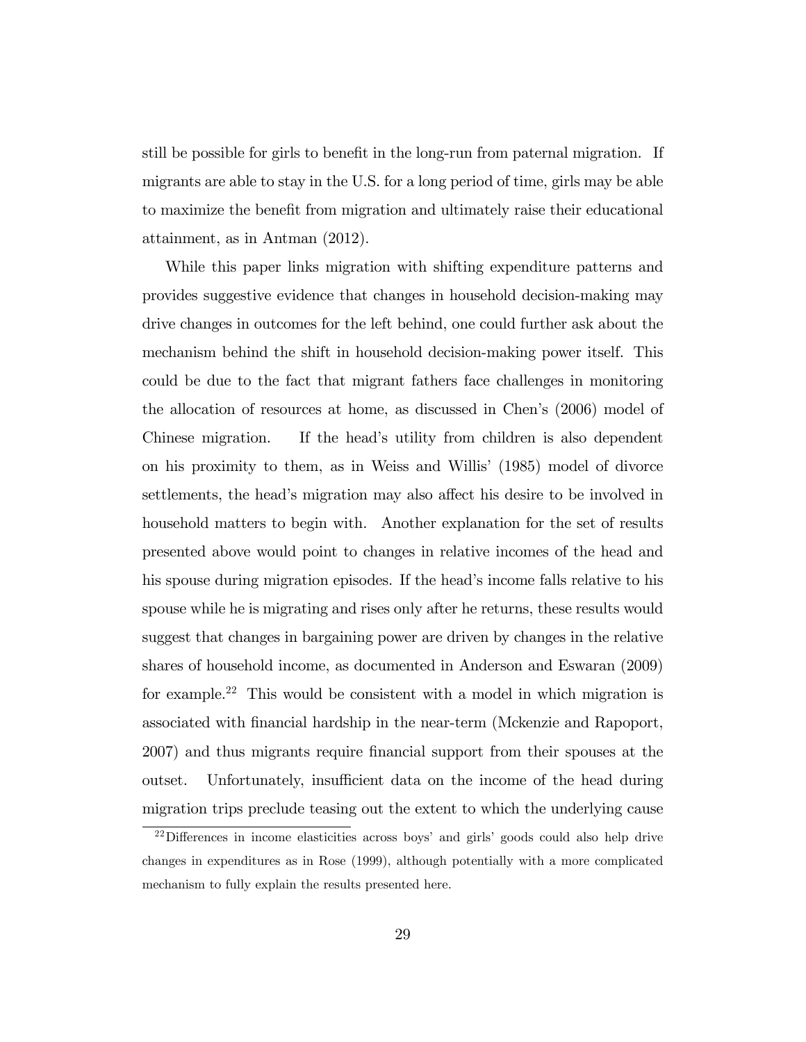still be possible for girls to benefit in the long-run from paternal migration. If migrants are able to stay in the U.S. for a long period of time, girls may be able to maximize the benefit from migration and ultimately raise their educational attainment, as in Antman (2012).

While this paper links migration with shifting expenditure patterns and provides suggestive evidence that changes in household decision-making may drive changes in outcomes for the left behind, one could further ask about the mechanism behind the shift in household decision-making power itself. This could be due to the fact that migrant fathers face challenges in monitoring the allocation of resources at home, as discussed in Chen's (2006) model of Chinese migration. If the head's utility from children is also dependent on his proximity to them, as in Weiss and Willis' (1985) model of divorce settlements, the head's migration may also affect his desire to be involved in household matters to begin with. Another explanation for the set of results presented above would point to changes in relative incomes of the head and his spouse during migration episodes. If the head's income falls relative to his spouse while he is migrating and rises only after he returns, these results would suggest that changes in bargaining power are driven by changes in the relative shares of household income, as documented in Anderson and Eswaran (2009) for example.[22] This would be consistent with a model in which migration is associated with financial hardship in the near-term (Mckenzie and Rapoport, 2007) and thus migrants require financial support from their spouses at the outset. Unfortunately, insufficient data on the income of the head during migration trips preclude teasing out the extent to which the underlying cause

[22] Differences in income elasticities across boys' and girls' goods could also help drive changes in expenditures as in Rose (1999), although potentially with a more complicated mechanism to fully explain the results presented here.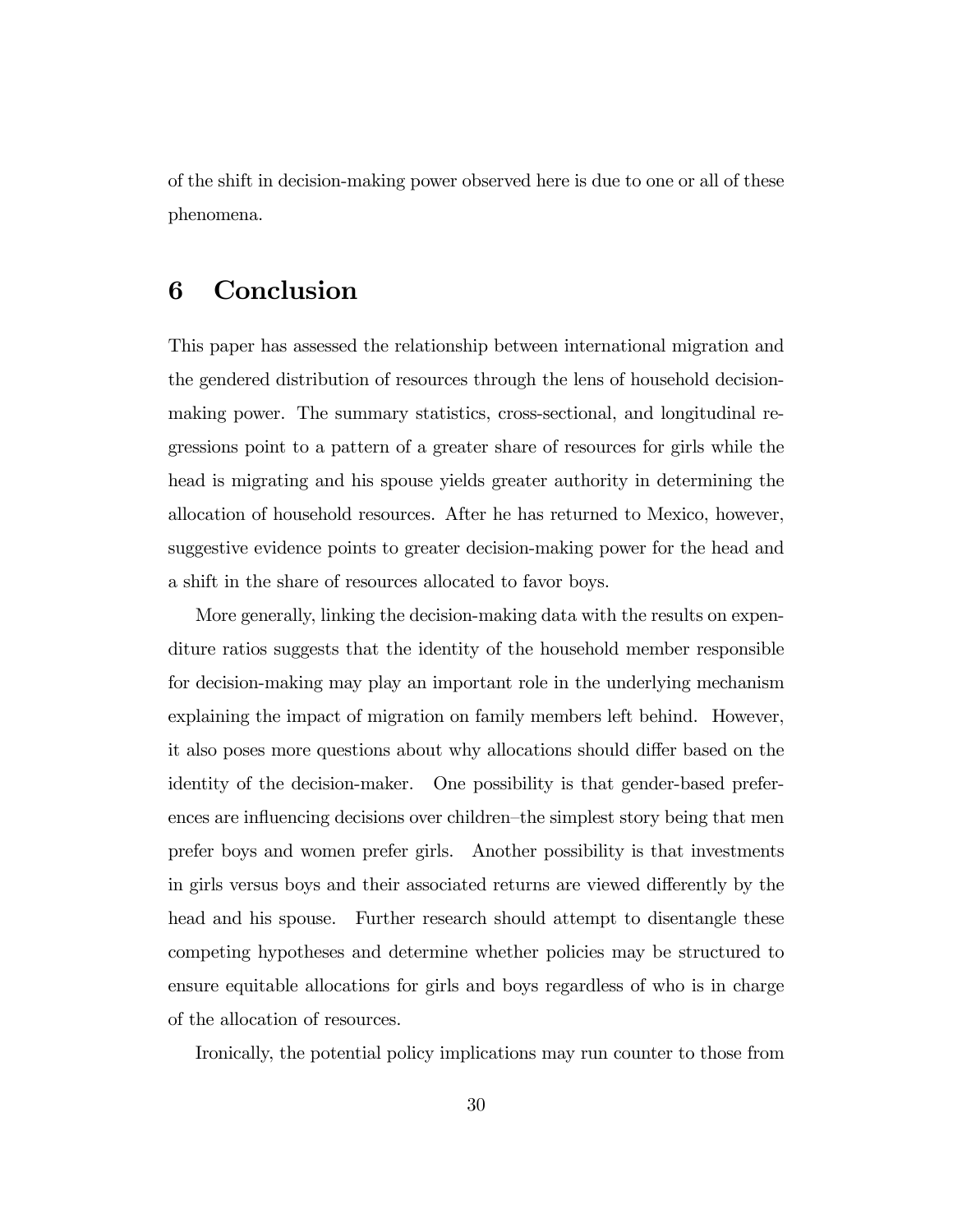of the shift in decision-making power observed here is due to one or all of these phenomena.

## 6 Conclusion

This paper has assessed the relationship between international migration and the gendered distribution of resources through the lens of household decision-making power. The summary statistics, cross-sectional, and longitudinal regressions point to a pattern of a greater share of resources for girls while the head is migrating and his spouse yields greater authority in determining the allocation of household resources. After he has returned to Mexico, however, suggestive evidence points to greater decision-making power for the head and a shift in the share of resources allocated to favor boys.

More generally, linking the decision-making data with the results on expenditure ratios suggests that the identity of the household member responsible for decision-making may play an important role in the underlying mechanism explaining the impact of migration on family members left behind. However, it also poses more questions about why allocations should differ based on the identity of the decision-maker. One possibility is that gender-based preferences are influencing decisions over children–the simplest story being that men prefer boys and women prefer girls. Another possibility is that investments in girls versus boys and their associated returns are viewed differently by the head and his spouse. Further research should attempt to disentangle these competing hypotheses and determine whether policies may be structured to ensure equitable allocations for girls and boys regardless of who is in charge of the allocation of resources.

Ironically, the potential policy implications may run counter to those from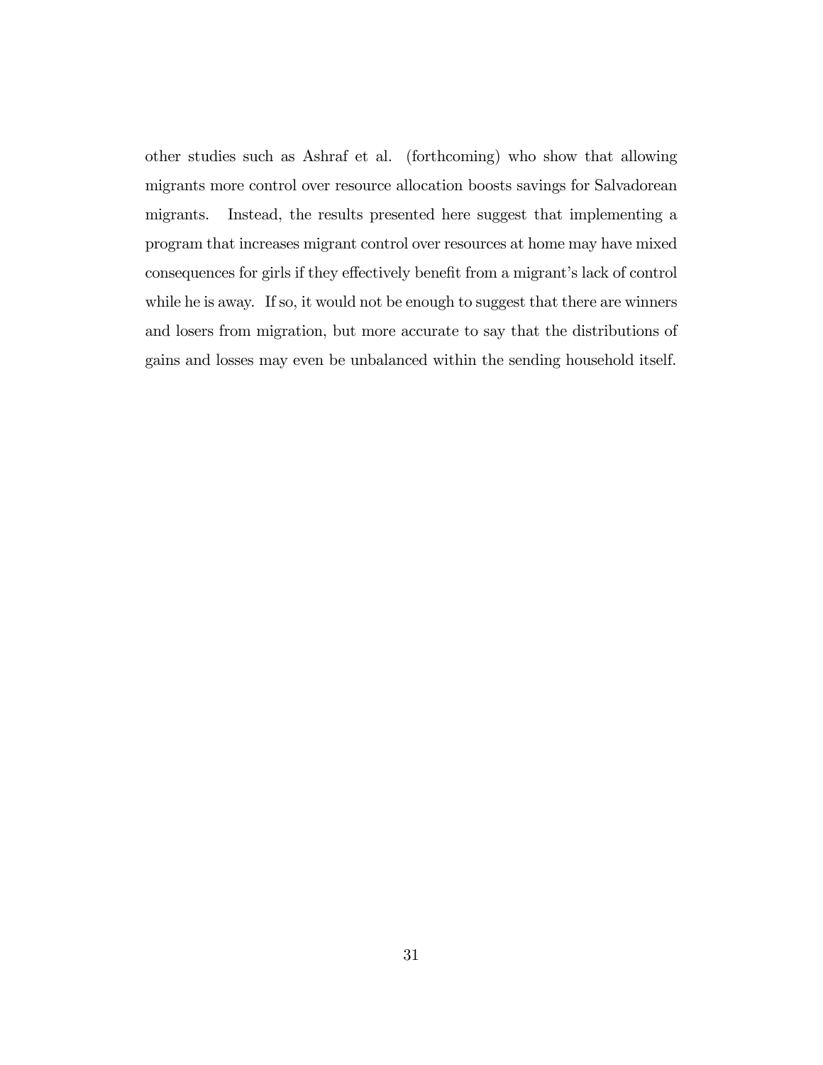other studies such as Ashraf et al. (forthcoming) who show that allowing migrants more control over resource allocation boosts savings for Salvadorean migrants. Instead, the results presented here suggest that implementing a program that increases migrant control over resources at home may have mixed consequences for girls if they effectively benefit from a migrant's lack of control while he is away. If so, it would not be enough to suggest that there are winners and losers from migration, but more accurate to say that the distributions of gains and losses may even be unbalanced within the sending household itself.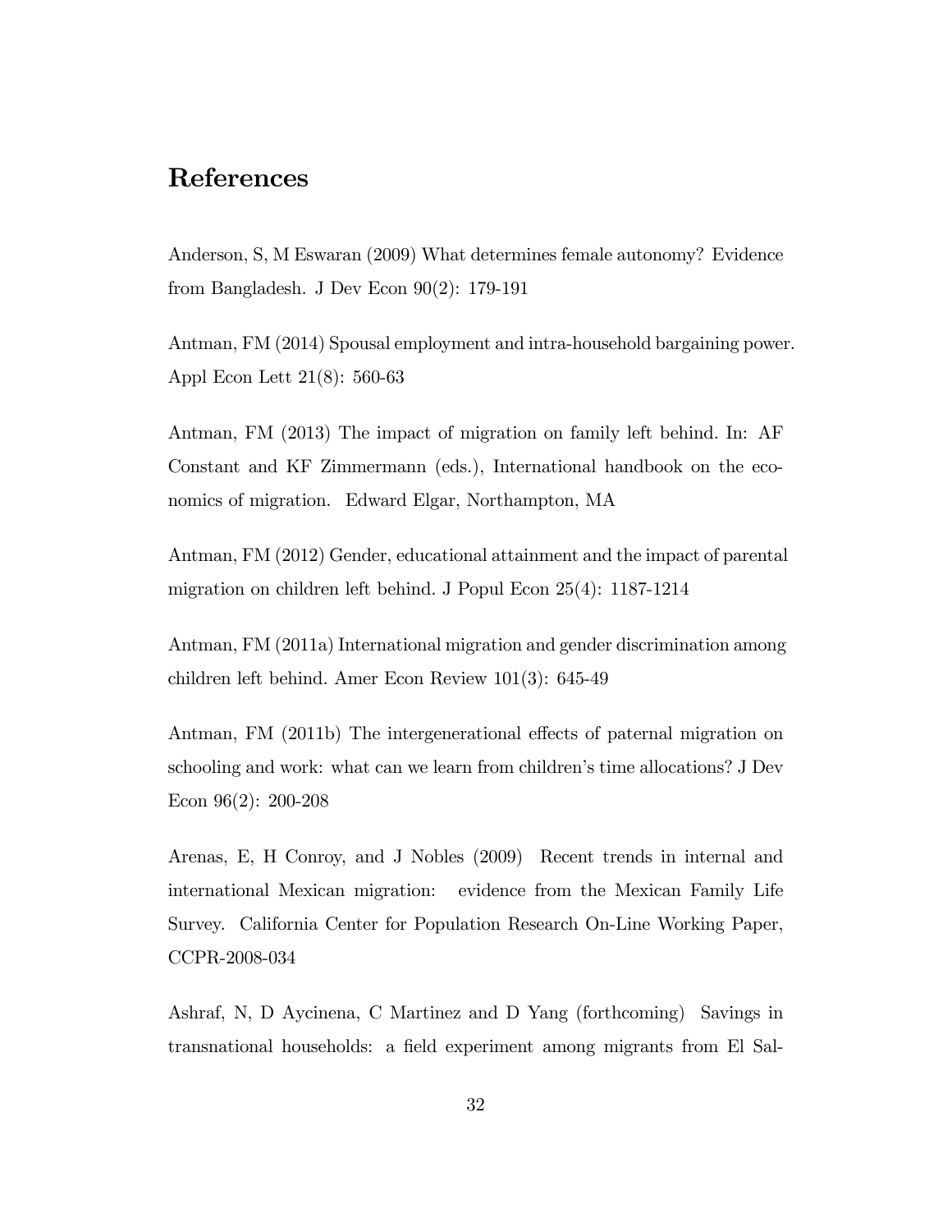# References

Anderson, S, M Eswaran (2009) What determines female autonomy? Evidence from Bangladesh. J Dev Econ 90(2): 179-191

Antman, FM (2014) Spousal employment and intra-household bargaining power. Appl Econ Lett 21(8): 560-63

Antman, FM (2013) The impact of migration on family left behind. In: AF Constant and KF Zimmermann (eds.), International handbook on the economics of migration. Edward Elgar, Northampton, MA

Antman, FM (2012) Gender, educational attainment and the impact of parental migration on children left behind. J Popul Econ 25(4): 1187-1214

Antman, FM (2011a) International migration and gender discrimination among children left behind. Amer Econ Review 101(3): 645-49

Antman, FM (2011b) The intergenerational effects of paternal migration on schooling and work: what can we learn from children's time allocations? J Dev Econ 96(2): 200-208

Arenas, E, H Conroy, and J Nobles (2009) Recent trends in internal and international Mexican migration: evidence from the Mexican Family Life Survey. California Center for Population Research On-Line Working Paper, CCPR-2008-034

Ashraf, N, D Aycinena, C Martinez and D Yang (forthcoming) Savings in transnational households: a field experiment among migrants from El Sal-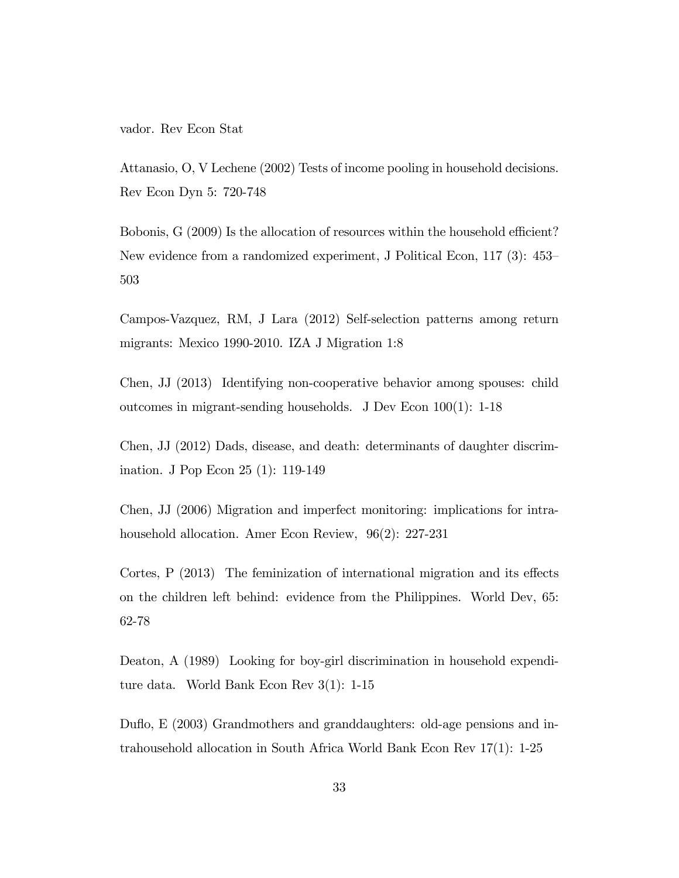vador. Rev Econ Stat

Attanasio, O, V Lechene (2002) Tests of income pooling in household decisions. Rev Econ Dyn 5: 720-748

Bobonis, G (2009) Is the allocation of resources within the household efficient? New evidence from a randomized experiment, J Political Econ, 117 (3): 453–503

Campos-Vazquez, RM, J Lara (2012) Self-selection patterns among return migrants: Mexico 1990-2010. IZA J Migration 1:8

Chen, JJ (2013) Identifying non-cooperative behavior among spouses: child outcomes in migrant-sending households. J Dev Econ 100(1): 1-18

Chen, JJ (2012) Dads, disease, and death: determinants of daughter discrimination. J Pop Econ 25 (1): 119-149

Chen, JJ (2006) Migration and imperfect monitoring: implications for intrahousehold allocation. Amer Econ Review, 96(2): 227-231

Cortes, P (2013) The feminization of international migration and its effects on the children left behind: evidence from the Philippines. World Dev, 65: 62-78

Deaton, A (1989) Looking for boy-girl discrimination in household expenditure data. World Bank Econ Rev 3(1): 1-15

Duflo, E (2003) Grandmothers and granddaughters: old-age pensions and intrahousehold allocation in South Africa World Bank Econ Rev 17(1): 1-25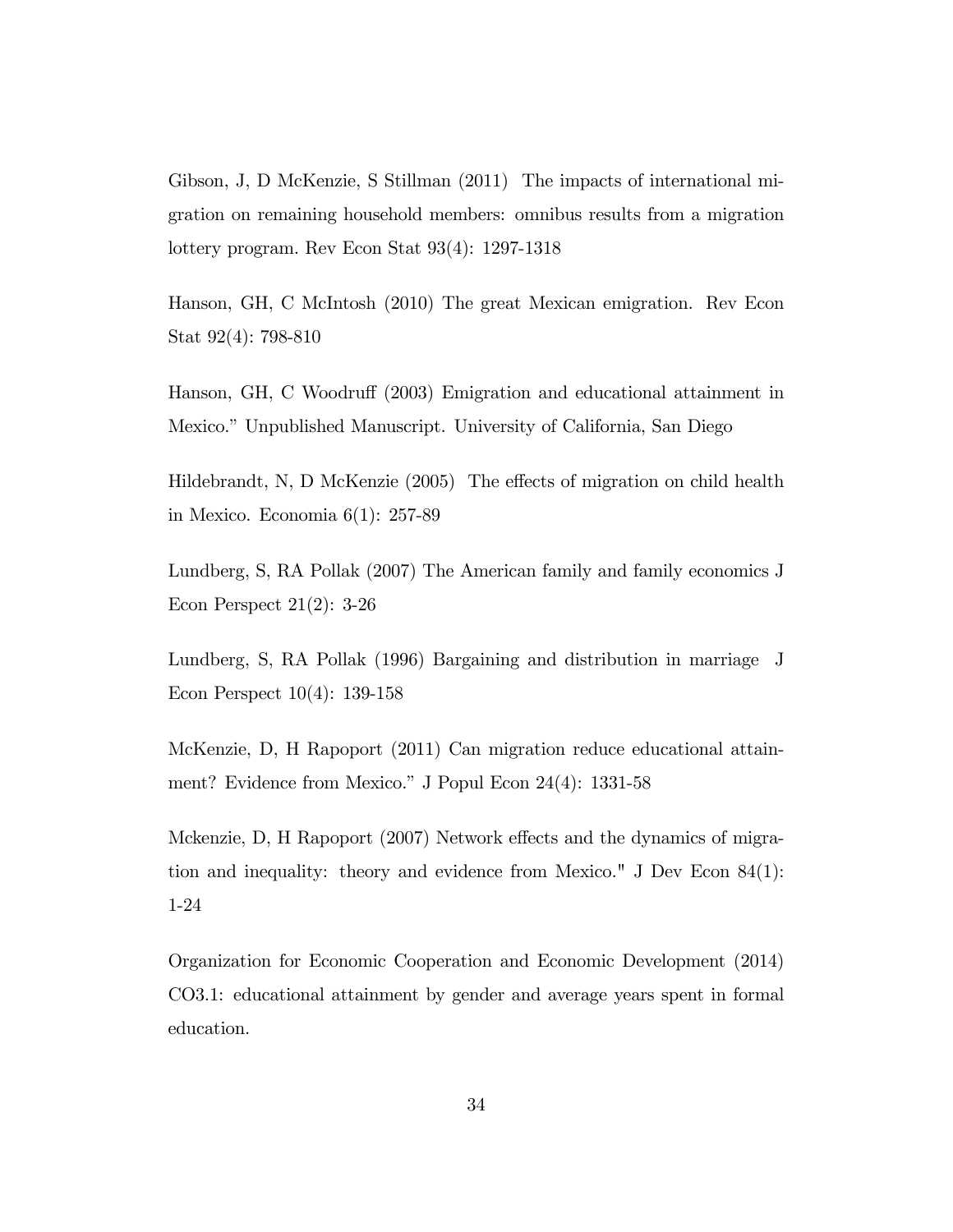Gibson, J, D McKenzie, S Stillman (2011) The impacts of international migration on remaining household members: omnibus results from a migration lottery program. Rev Econ Stat 93(4): 1297-1318

Hanson, GH, C McIntosh (2010) The great Mexican emigration. Rev Econ Stat 92(4): 798-810

Hanson, GH, C Woodruff (2003) Emigration and educational attainment in Mexico." Unpublished Manuscript. University of California, San Diego

Hildebrandt, N, D McKenzie (2005) The effects of migration on child health in Mexico. Economia 6(1): 257-89

Lundberg, S, RA Pollak (2007) The American family and family economics J Econ Perspect 21(2): 3-26

Lundberg, S, RA Pollak (1996) Bargaining and distribution in marriage J Econ Perspect 10(4): 139-158

McKenzie, D, H Rapoport (2011) Can migration reduce educational attainment? Evidence from Mexico." J Popul Econ 24(4): 1331-58

Mckenzie, D, H Rapoport (2007) Network effects and the dynamics of migration and inequality: theory and evidence from Mexico." J Dev Econ 84(1): 1-24

Organization for Economic Cooperation and Economic Development (2014) CO3.1: educational attainment by gender and average years spent in formal education.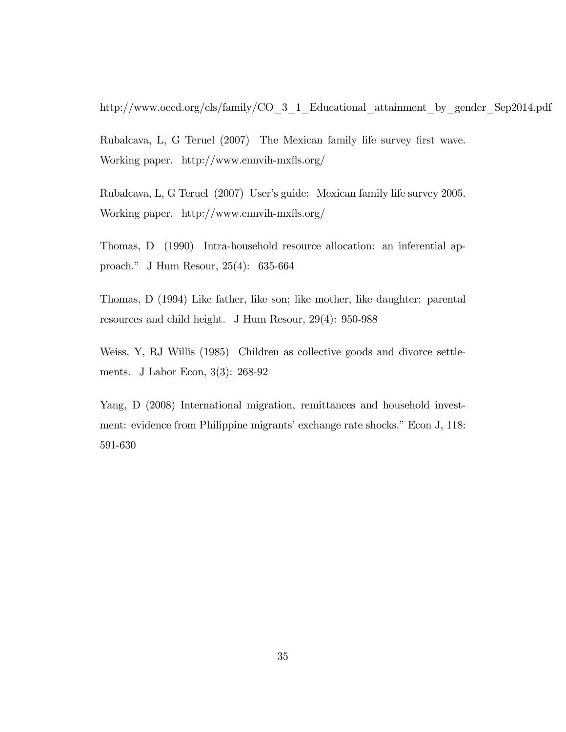http://www.oecd.org/els/family/CO_3_1_Educational_attainment_by_gender_Sep2014.pdf

Rubalcava, L, G Teruel (2007) The Mexican family life survey first wave. Working paper. http://www.ennvih-mxfls.org/

Rubalcava, L, G Teruel (2007) User's guide: Mexican family life survey 2005. Working paper. http://www.ennvih-mxfls.org/

Thomas, D (1990) Intra-household resource allocation: an inferential approach." J Hum Resour, 25(4): 635-664

Thomas, D (1994) Like father, like son; like mother, like daughter: parental resources and child height. J Hum Resour, 29(4): 950-988

Weiss, Y, RJ Willis (1985) Children as collective goods and divorce settlements. J Labor Econ, 3(3): 268-92

Yang, D (2008) International migration, remittances and household investment: evidence from Philippine migrants' exchange rate shocks." Econ J, 118: 591-630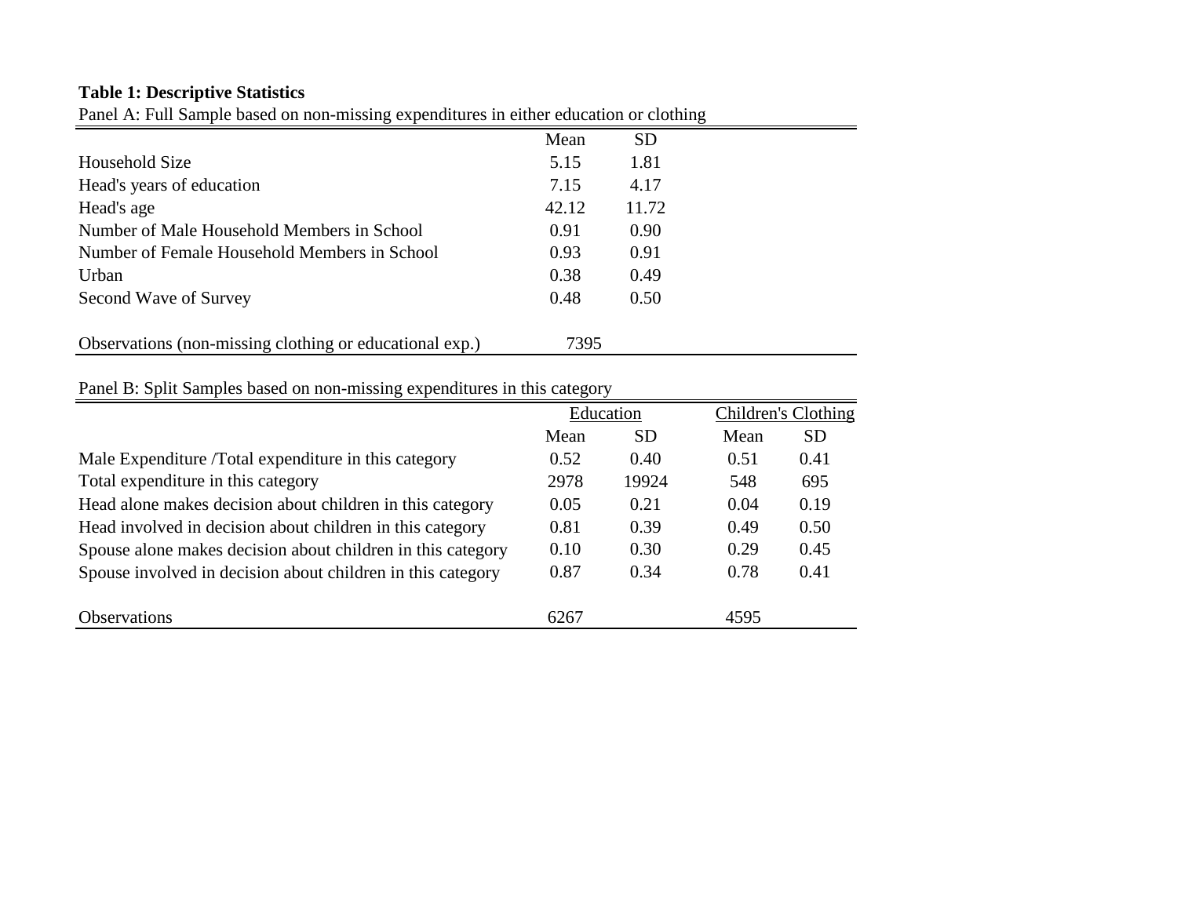**Table 1: Descriptive Statistics**

Panel A: Full Sample based on non-missing expenditures in either education or clothing

| | Mean | SD |
|---|---|---|
| Household Size | 5.15 | 1.81 |
| Head's years of education | 7.15 | 4.17 |
| Head's age | 42.12 | 11.72 |
| Number of Male Household Members in School | 0.91 | 0.90 |
| Number of Female Household Members in School | 0.93 | 0.91 |
| Urban | 0.38 | 0.49 |
| Second Wave of Survey | 0.48 | 0.50 |
| | | |
| Observations (non-missing clothing or educational exp.) | 7395 | |

Panel B: Split Samples based on non-missing expenditures in this category

| | Education | | Children's Clothing | |
|---|---|---|---|---|
| | Mean | SD | Mean | SD |
| Male Expenditure /Total expenditure in this category | 0.52 | 0.40 | 0.51 | 0.41 |
| Total expenditure in this category | 2978 | 19924 | 548 | 695 |
| Head alone makes decision about children in this category | 0.05 | 0.21 | 0.04 | 0.19 |
| Head involved in decision about children in this category | 0.81 | 0.39 | 0.49 | 0.50 |
| Spouse alone makes decision about children in this category | 0.10 | 0.30 | 0.29 | 0.45 |
| Spouse involved in decision about children in this category | 0.87 | 0.34 | 0.78 | 0.41 |
| | | | | |
| Observations | 6267 | | 4595 | |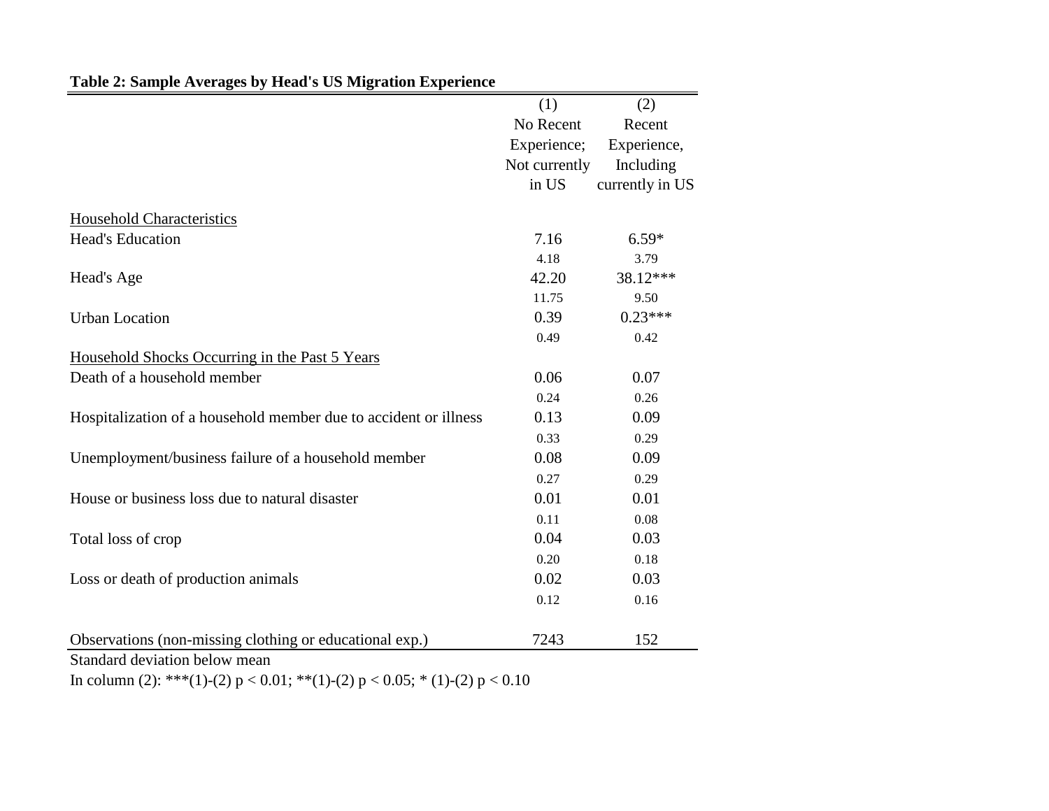**Table 2: Sample Averages by Head's US Migration Experience**

| | (1) No Recent Experience; Not currently in US | (2) Recent Experience, Including currently in US |
|---|---|---|
| Household Characteristics | | |
| Head's Education | 7.16 | 6.59* |
| | 4.18 | 3.79 |
| Head's Age | 42.20 | 38.12*** |
| | 11.75 | 9.50 |
| Urban Location | 0.39 | 0.23*** |
| | 0.49 | 0.42 |
| Household Shocks Occurring in the Past 5 Years | | |
| Death of a household member | 0.06 | 0.07 |
| | 0.24 | 0.26 |
| Hospitalization of a household member due to accident or illness | 0.13 | 0.09 |
| | 0.33 | 0.29 |
| Unemployment/business failure of a household member | 0.08 | 0.09 |
| | 0.27 | 0.29 |
| House or business loss due to natural disaster | 0.01 | 0.01 |
| | 0.11 | 0.08 |
| Total loss of crop | 0.04 | 0.03 |
| | 0.20 | 0.18 |
| Loss or death of production animals | 0.02 | 0.03 |
| | 0.12 | 0.16 |
| Observations (non-missing clothing or educational exp.) | 7243 | 152 |

Standard deviation below mean

In column (2): ***(1)-(2) $p < 0.01$; **(1)-(2) $p < 0.05$; * (1)-(2) $p < 0.10$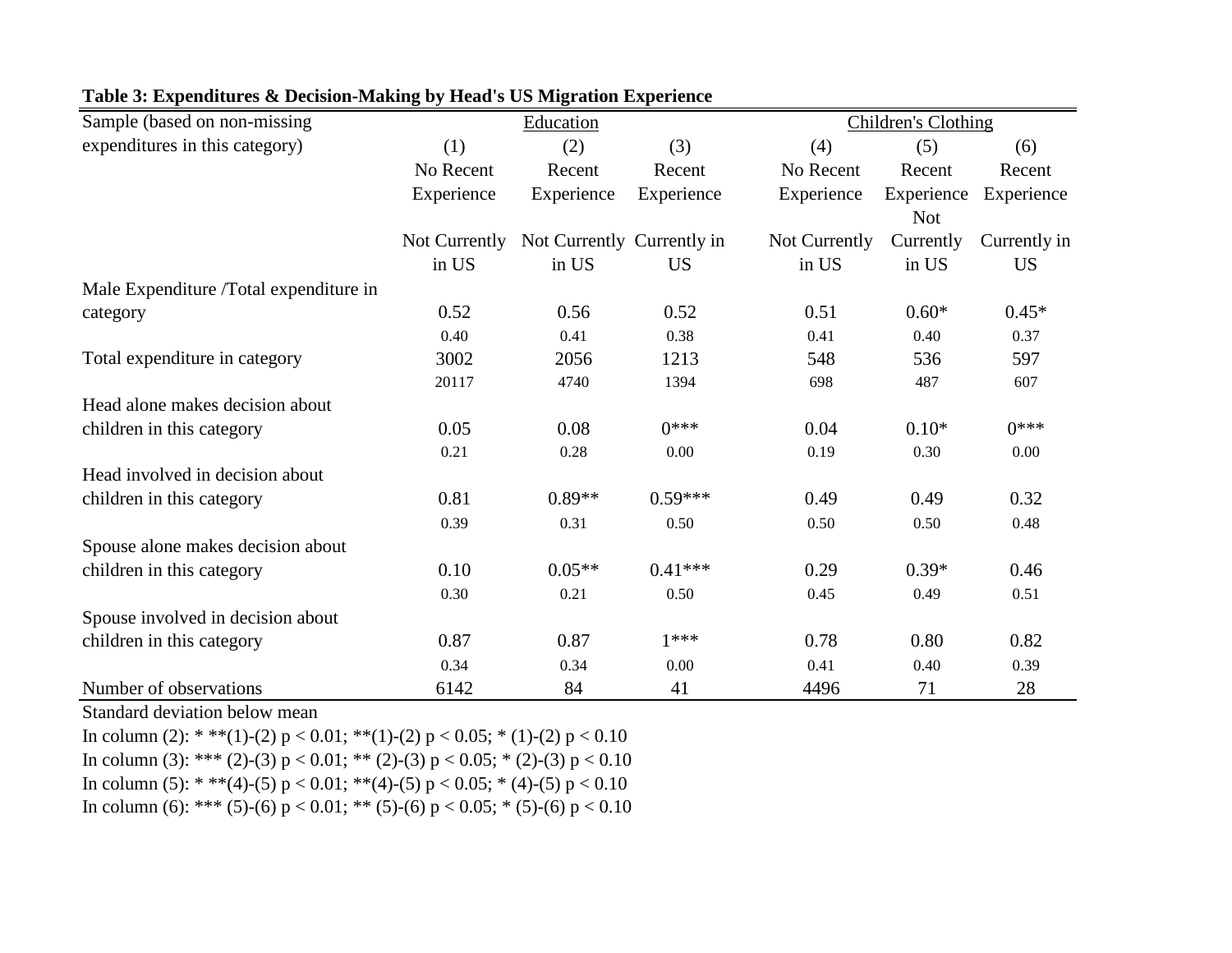**Table 3: Expenditures & Decision-Making by Head's US Migration Experience**

| Sample (based on non-missing expenditures in this category) | Education | | | Children's Clothing | | |
|---|---|---|---|---|---|---|
| | (1) | (2) | (3) | (4) | (5) | (6) |
| | No Recent Experience | Recent Experience | Recent Experience | No Recent Experience | Recent Experience | Recent Experience |
| | Not Currently in US | Not Currently in US | Currently in US | Not Currently in US | Not Currently in US | Currently in US |
| Male Expenditure /Total expenditure in category | 0.52 | 0.56 | 0.52 | 0.51 | 0.60* | 0.45* |
| | 0.40 | 0.41 | 0.38 | 0.41 | 0.40 | 0.37 |
| Total expenditure in category | 3002 | 2056 | 1213 | 548 | 536 | 597 |
| | 20117 | 4740 | 1394 | 698 | 487 | 607 |
| Head alone makes decision about children in this category | 0.05 | 0.08 | 0*** | 0.04 | 0.10* | 0*** |
| | 0.21 | 0.28 | 0.00 | 0.19 | 0.30 | 0.00 |
| Head involved in decision about children in this category | 0.81 | 0.89** | 0.59*** | 0.49 | 0.49 | 0.32 |
| | 0.39 | 0.31 | 0.50 | 0.50 | 0.50 | 0.48 |
| Spouse alone makes decision about children in this category | 0.10 | 0.05** | 0.41*** | 0.29 | 0.39* | 0.46 |
| | 0.30 | 0.21 | 0.50 | 0.45 | 0.49 | 0.51 |
| Spouse involved in decision about children in this category | 0.87 | 0.87 | 1*** | 0.78 | 0.80 | 0.82 |
| | 0.34 | 0.34 | 0.00 | 0.41 | 0.40 | 0.39 |
| Number of observations | 6142 | 84 | 41 | 4496 | 71 | 28 |

Standard deviation below mean

In column (2): * **(1)-(2) $p < 0.01$; **(1)-(2) $p < 0.05$; * (1)-(2) $p < 0.10$

In column (3): *** (2)-(3) $p < 0.01$; ** (2)-(3) $p < 0.05$; * (2)-(3) $p < 0.10$

In column (5): * **(4)-(5) $p < 0.01$; **(4)-(5) $p < 0.05$; * (4)-(5) $p < 0.10$

In column (6): *** (5)-(6) $p < 0.01$; ** (5)-(6) $p < 0.05$; * (5)-(6) $p < 0.10$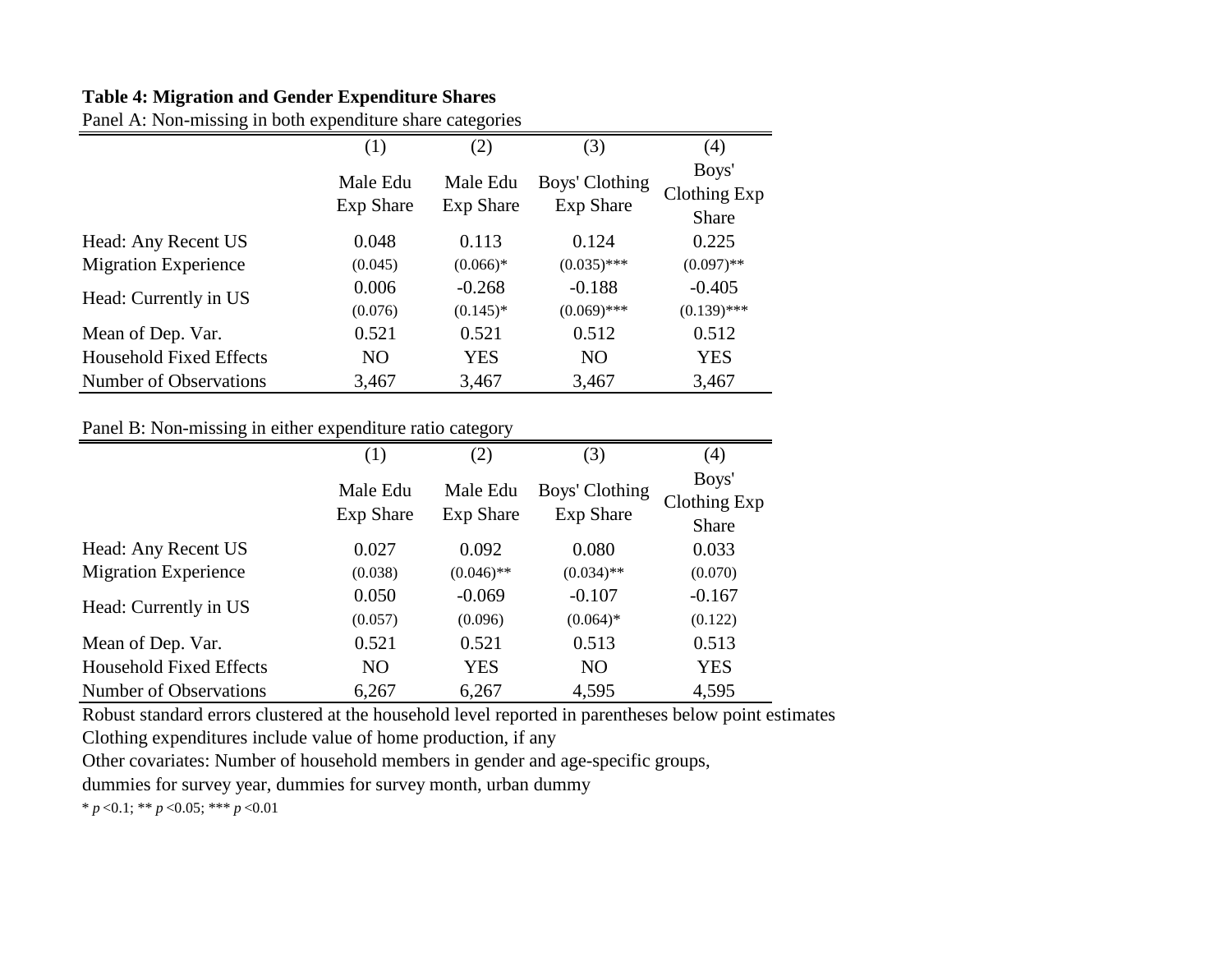**Table 4: Migration and Gender Expenditure Shares**

Panel A: Non-missing in both expenditure share categories

| | (1) | (2) | (3) | (4) |
|---|---|---|---|---|
| | Male Edu Exp Share | Male Edu Exp Share | Boys' Clothing Exp Share | Boys' Clothing Exp Share |
| Head: Any Recent US Migration Experience | 0.048 | 0.113 | 0.124 | 0.225 |
| | (0.045) | (0.066)* | (0.035)*** | (0.097)** |
| Head: Currently in US | 0.006 | -0.268 | -0.188 | -0.405 |
| | (0.076) | (0.145)* | (0.069)*** | (0.139)*** |
| Mean of Dep. Var. | 0.521 | 0.521 | 0.512 | 0.512 |
| Household Fixed Effects | NO | YES | NO | YES |
| Number of Observations | 3,467 | 3,467 | 3,467 | 3,467 |

Panel B: Non-missing in either expenditure ratio category

| | (1) | (2) | (3) | (4) |
|---|---|---|---|---|
| | Male Edu Exp Share | Male Edu Exp Share | Boys' Clothing Exp Share | Boys' Clothing Exp Share |
| Head: Any Recent US Migration Experience | 0.027 | 0.092 | 0.080 | 0.033 |
| | (0.038) | (0.046)** | (0.034)** | (0.070) |
| Head: Currently in US | 0.050 | -0.069 | -0.107 | -0.167 |
| | (0.057) | (0.096) | (0.064)* | (0.122) |
| Mean of Dep. Var. | 0.521 | 0.521 | 0.513 | 0.513 |
| Household Fixed Effects | NO | YES | NO | YES |
| Number of Observations | 6,267 | 6,267 | 4,595 | 4,595 |

Robust standard errors clustered at the household level reported in parentheses below point estimates

Clothing expenditures include value of home production, if any

Other covariates: Number of household members in gender and age-specific groups, dummies for survey year, dummies for survey month, urban dummy

* $p < 0.1$; ** $p < 0.05$; *** $p < 0.01$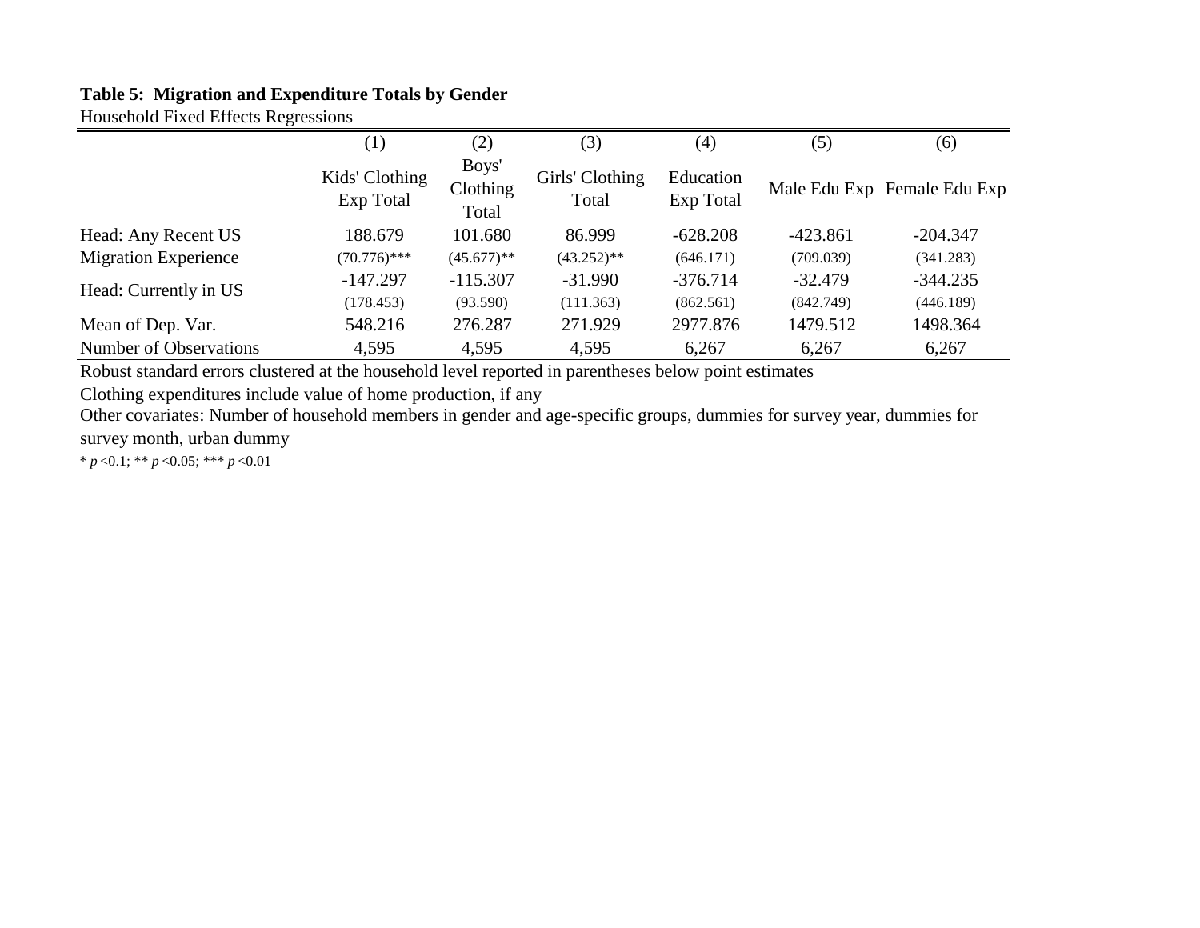**Table 5: Migration and Expenditure Totals by Gender**

Household Fixed Effects Regressions

| | (1) | (2) | (3) | (4) | (5) | (6) |
|---|---|---|---|---|---|---|
| | Kids' Clothing Exp Total | Boys' Clothing Total | Girls' Clothing Total | Education Exp Total | Male Edu Exp | Female Edu Exp |
| Head: Any Recent US | 188.679 | 101.680 | 86.999 | -628.208 | -423.861 | -204.347 |
| Migration Experience | (70.776)*** | (45.677)** | (43.252)** | (646.171) | (709.039) | (341.283) |
| Head: Currently in US | -147.297 | -115.307 | -31.990 | -376.714 | -32.479 | -344.235 |
| | (178.453) | (93.590) | (111.363) | (862.561) | (842.749) | (446.189) |
| Mean of Dep. Var. | 548.216 | 276.287 | 271.929 | 2977.876 | 1479.512 | 1498.364 |
| Number of Observations | 4,595 | 4,595 | 4,595 | 6,267 | 6,267 | 6,267 |

Robust standard errors clustered at the household level reported in parentheses below point estimates

Clothing expenditures include value of home production, if any

Other covariates: Number of household members in gender and age-specific groups, dummies for survey year, dummies for survey month, urban dummy

* $p < 0.1$; ** $p < 0.05$; *** $p < 0.01$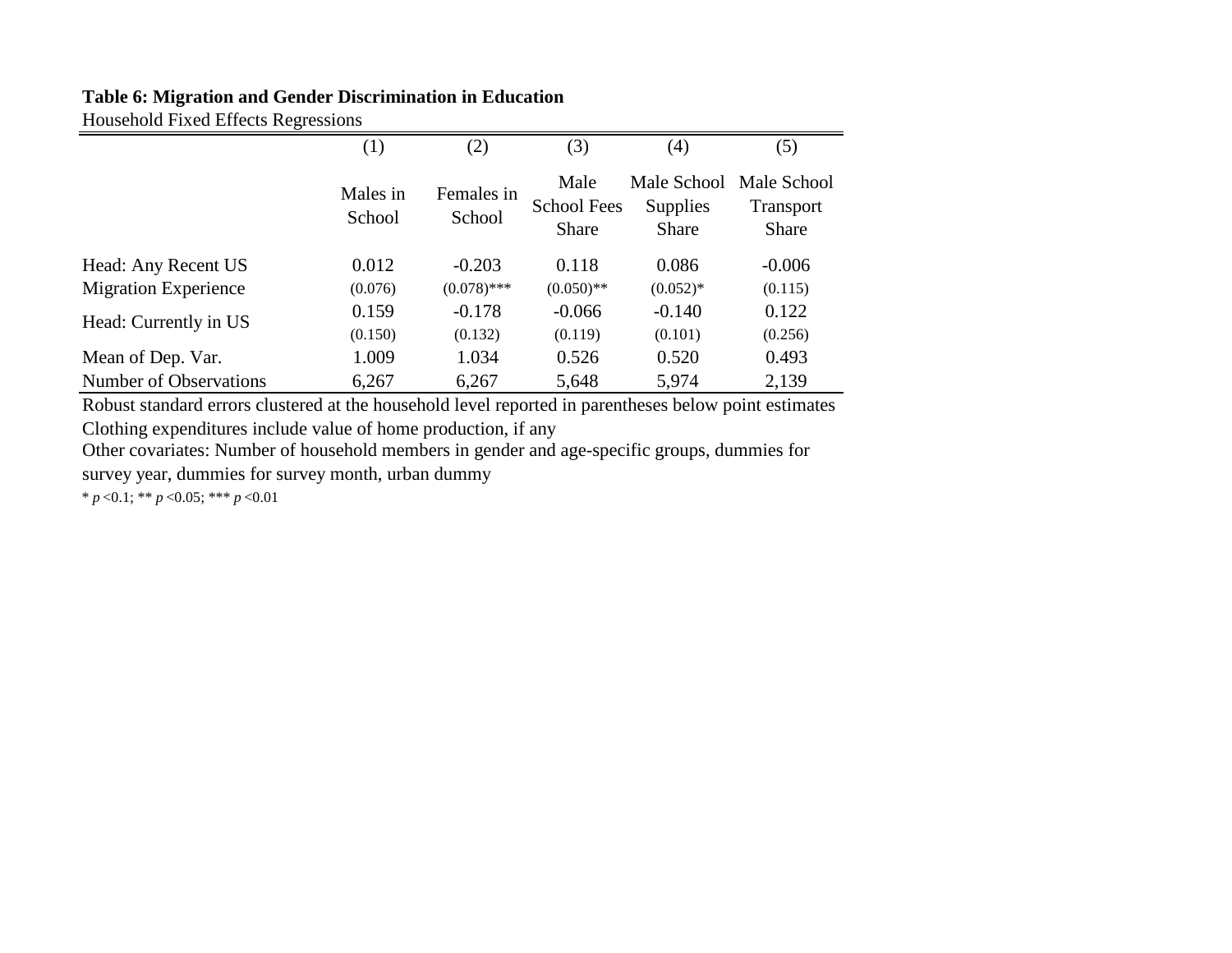**Table 6: Migration and Gender Discrimination in Education**

Household Fixed Effects Regressions

| | (1) | (2) | (3) | (4) | (5) |
|---|---|---|---|---|---|
| | Males in School | Females in School | Male School Fees Share | Male School Supplies Share | Male School Transport Share |
| Head: Any Recent US Migration Experience | 0.012 | -0.203 | 0.118 | 0.086 | -0.006 |
| | (0.076) | (0.078)*** | (0.050)** | (0.052)* | (0.115) |
| Head: Currently in US | 0.159 | -0.178 | -0.066 | -0.140 | 0.122 |
| | (0.150) | (0.132) | (0.119) | (0.101) | (0.256) |
| Mean of Dep. Var. | 1.009 | 1.034 | 0.526 | 0.520 | 0.493 |
| Number of Observations | 6,267 | 6,267 | 5,648 | 5,974 | 2,139 |

Robust standard errors clustered at the household level reported in parentheses below point estimates

Clothing expenditures include value of home production, if any

Other covariates: Number of household members in gender and age-specific groups, dummies for survey year, dummies for survey month, urban dummy

* $p<0.1$; ** $p<0.05$; *** $p<0.01$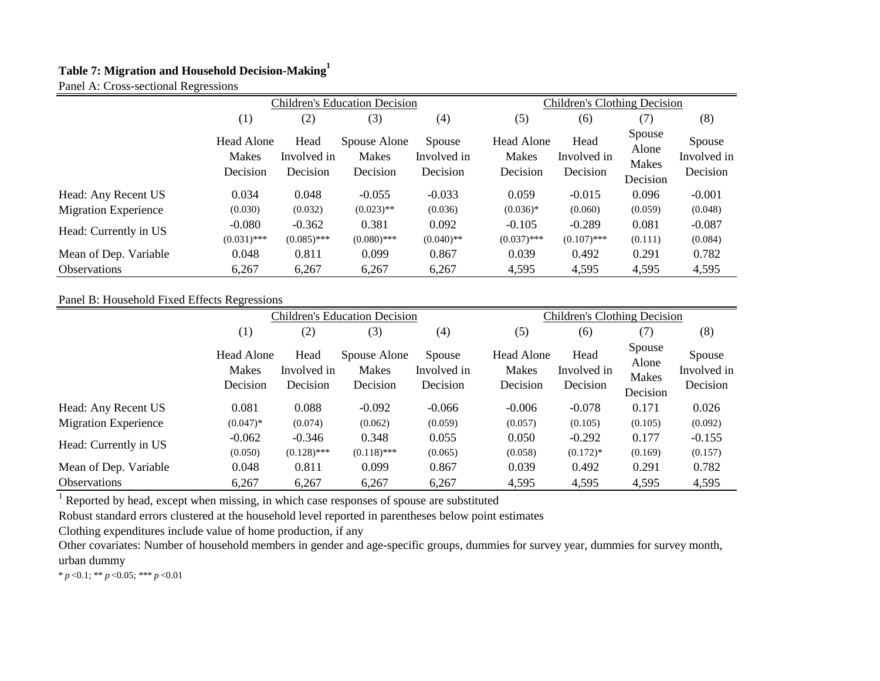**Table 7: Migration and Household Decision-Making[1]**

Panel A: Cross-sectional Regressions

| | Children's Education Decision | | | | Children's Clothing Decision | | | |
|---|---|---|---|---|---|---|---|---|
| | (1) | (2) | (3) | (4) | (5) | (6) | (7) | (8) |
| | Head Alone Makes Decision | Head Involved in Decision | Spouse Alone Makes Decision | Spouse Involved in Decision | Head Alone Makes Decision | Head Involved in Decision | Spouse Alone Makes Decision | Spouse Involved in Decision |
| Head: Any Recent US | 0.034 | 0.048 | -0.055 | -0.033 | 0.059 | -0.015 | 0.096 | -0.001 |
| Migration Experience | (0.030) | (0.032) | (0.023)** | (0.036) | (0.036)* | (0.060) | (0.059) | (0.048) |
| Head: Currently in US | -0.080 | -0.362 | 0.381 | 0.092 | -0.105 | -0.289 | 0.081 | -0.087 |
| | (0.031)*** | (0.085)*** | (0.080)*** | (0.040)** | (0.037)*** | (0.107)*** | (0.111) | (0.084) |
| Mean of Dep. Variable | 0.048 | 0.811 | 0.099 | 0.867 | 0.039 | 0.492 | 0.291 | 0.782 |
| Observations | 6,267 | 6,267 | 6,267 | 6,267 | 4,595 | 4,595 | 4,595 | 4,595 |

Panel B: Household Fixed Effects Regressions

| | Children's Education Decision | | | | Children's Clothing Decision | | | |
|---|---|---|---|---|---|---|---|---|
| | (1) | (2) | (3) | (4) | (5) | (6) | (7) | (8) |
| | Head Alone Makes Decision | Head Involved in Decision | Spouse Alone Makes Decision | Spouse Involved in Decision | Head Alone Makes Decision | Head Involved in Decision | Spouse Alone Makes Decision | Spouse Involved in Decision |
| Head: Any Recent US | 0.081 | 0.088 | -0.092 | -0.066 | -0.006 | -0.078 | 0.171 | 0.026 |
| Migration Experience | (0.047)* | (0.074) | (0.062) | (0.059) | (0.057) | (0.105) | (0.105) | (0.092) |
| Head: Currently in US | -0.062 | -0.346 | 0.348 | 0.055 | 0.050 | -0.292 | 0.177 | -0.155 |
| | (0.050) | (0.128)*** | (0.118)*** | (0.065) | (0.058) | (0.172)* | (0.169) | (0.157) |
| Mean of Dep. Variable | 0.048 | 0.811 | 0.099 | 0.867 | 0.039 | 0.492 | 0.291 | 0.782 |
| Observations | 6,267 | 6,267 | 6,267 | 6,267 | 4,595 | 4,595 | 4,595 | 4,595 |

[1] Reported by head, except when missing, in which case responses of spouse are substituted

Robust standard errors clustered at the household level reported in parentheses below point estimates

Clothing expenditures include value of home production, if any

Other covariates: Number of household members in gender and age-specific groups, dummies for survey year, dummies for survey month, urban dummy

* $p<0.1$; ** $p<0.05$; *** $p<0.01$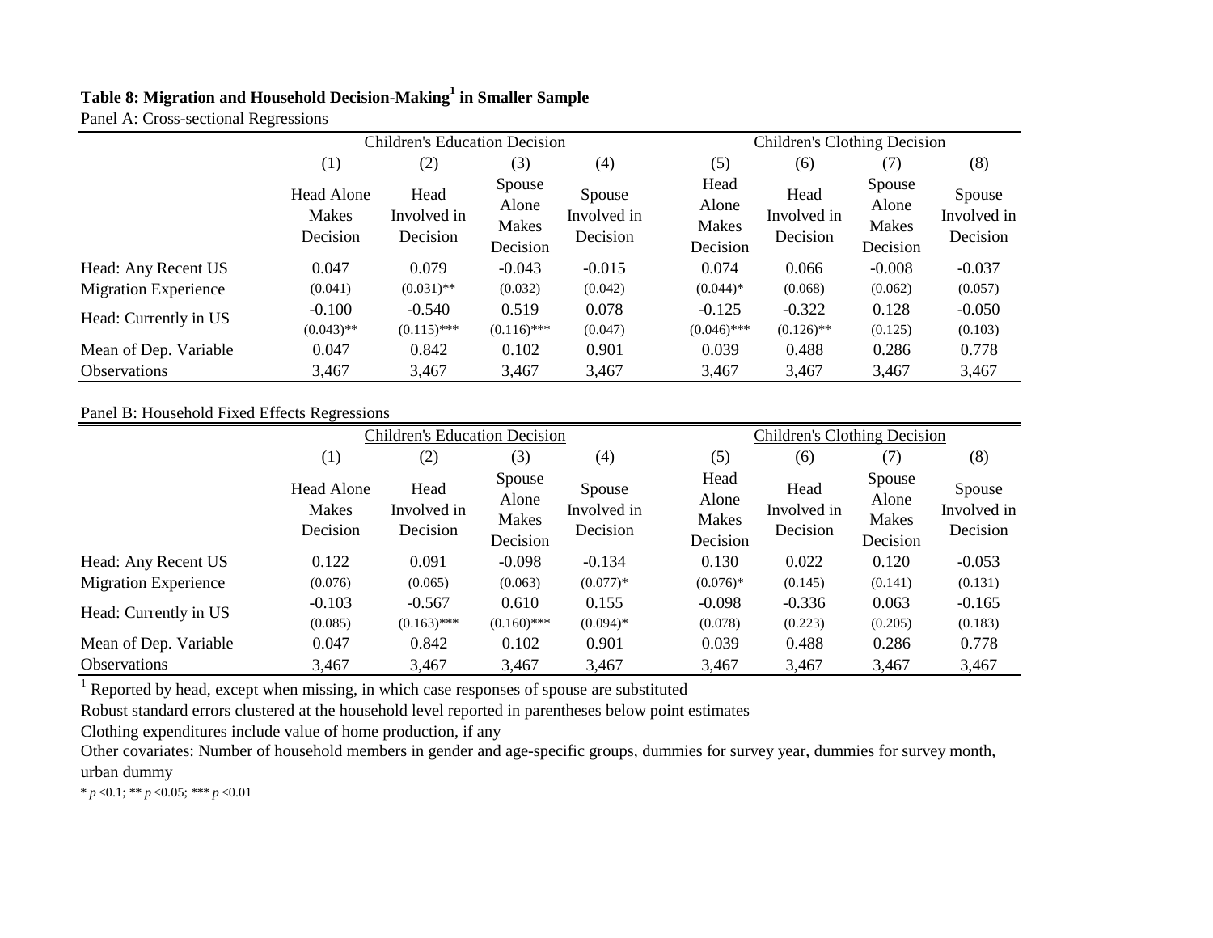**Table 8: Migration and Household Decision-Making[1] in Smaller Sample**

Panel A: Cross-sectional Regressions

| | Children's Education Decision | | | | Children's Clothing Decision | | | |
|---|---|---|---|---|---|---|---|---|
| | (1) | (2) | (3) | (4) | (5) | (6) | (7) | (8) |
| | Head Alone Makes Decision | Head Involved in Decision | Spouse Alone Makes Decision | Spouse Involved in Decision | Head Alone Makes Decision | Head Involved in Decision | Spouse Alone Makes Decision | Spouse Involved in Decision |
| Head: Any Recent US | 0.047 | 0.079 | -0.043 | -0.015 | 0.074 | 0.066 | -0.008 | -0.037 |
| Migration Experience | (0.041) | (0.031)** | (0.032) | (0.042) | (0.044)* | (0.068) | (0.062) | (0.057) |
| Head: Currently in US | -0.100 | -0.540 | 0.519 | 0.078 | -0.125 | -0.322 | 0.128 | -0.050 |
| | (0.043)** | (0.115)*** | (0.116)*** | (0.047) | (0.046)*** | (0.126)** | (0.125) | (0.103) |
| Mean of Dep. Variable | 0.047 | 0.842 | 0.102 | 0.901 | 0.039 | 0.488 | 0.286 | 0.778 |
| Observations | 3,467 | 3,467 | 3,467 | 3,467 | 3,467 | 3,467 | 3,467 | 3,467 |

Panel B: Household Fixed Effects Regressions

| | Children's Education Decision | | | | Children's Clothing Decision | | | |
|---|---|---|---|---|---|---|---|---|
| | (1) | (2) | (3) | (4) | (5) | (6) | (7) | (8) |
| | Head Alone Makes Decision | Head Involved in Decision | Spouse Alone Makes Decision | Spouse Involved in Decision | Head Alone Makes Decision | Head Involved in Decision | Spouse Alone Makes Decision | Spouse Involved in Decision |
| Head: Any Recent US | 0.122 | 0.091 | -0.098 | -0.134 | 0.130 | 0.022 | 0.120 | -0.053 |
| Migration Experience | (0.076) | (0.065) | (0.063) | (0.077)* | (0.076)* | (0.145) | (0.141) | (0.131) |
| Head: Currently in US | -0.103 | -0.567 | 0.610 | 0.155 | -0.098 | -0.336 | 0.063 | -0.165 |
| | (0.085) | (0.163)*** | (0.160)*** | (0.094)* | (0.078) | (0.223) | (0.205) | (0.183) |
| Mean of Dep. Variable | 0.047 | 0.842 | 0.102 | 0.901 | 0.039 | 0.488 | 0.286 | 0.778 |
| Observations | 3,467 | 3,467 | 3,467 | 3,467 | 3,467 | 3,467 | 3,467 | 3,467 |

[1] Reported by head, except when missing, in which case responses of spouse are substituted

Robust standard errors clustered at the household level reported in parentheses below point estimates

Clothing expenditures include value of home production, if any

Other covariates: Number of household members in gender and age-specific groups, dummies for survey year, dummies for survey month, urban dummy

* $p$ <0.1; ** $p$ <0.05; *** $p$ <0.01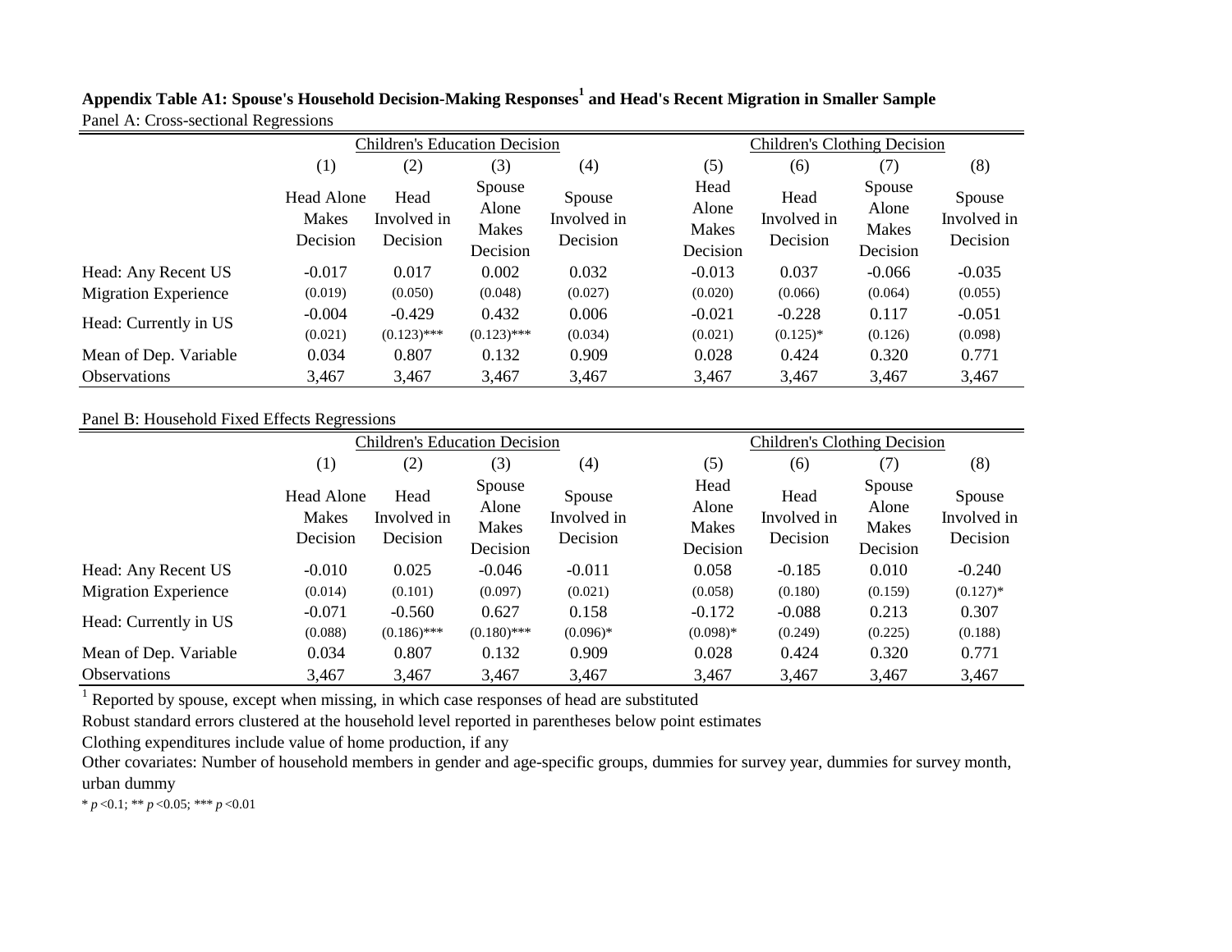**Appendix Table A1: Spouse's Household Decision-Making Responses[1] and Head's Recent Migration in Smaller Sample**

Panel A: Cross-sectional Regressions

| | Children's Education Decision | | | | Children's Clothing Decision | | | |
|---|---|---|---|---|---|---|---|---|
| | (1) | (2) | (3) | (4) | (5) | (6) | (7) | (8) |
| | Head Alone Makes Decision | Head Involved in Decision | Spouse Alone Makes Decision | Spouse Involved in Decision | Head Alone Makes Decision | Head Involved in Decision | Spouse Alone Makes Decision | Spouse Involved in Decision |
| Head: Any Recent US | -0.017 | 0.017 | 0.002 | 0.032 | -0.013 | 0.037 | -0.066 | -0.035 |
| Migration Experience | (0.019) | (0.050) | (0.048) | (0.027) | (0.020) | (0.066) | (0.064) | (0.055) |
| Head: Currently in US | -0.004 | -0.429 | 0.432 | 0.006 | -0.021 | -0.228 | 0.117 | -0.051 |
| | (0.021) | (0.123)*** | (0.123)*** | (0.034) | (0.021) | (0.125)* | (0.126) | (0.098) |
| Mean of Dep. Variable | 0.034 | 0.807 | 0.132 | 0.909 | 0.028 | 0.424 | 0.320 | 0.771 |
| Observations | 3,467 | 3,467 | 3,467 | 3,467 | 3,467 | 3,467 | 3,467 | 3,467 |

Panel B: Household Fixed Effects Regressions

| | Children's Education Decision | | | | Children's Clothing Decision | | | |
|---|---|---|---|---|---|---|---|---|
| | (1) | (2) | (3) | (4) | (5) | (6) | (7) | (8) |
| | Head Alone Makes Decision | Head Involved in Decision | Spouse Alone Makes Decision | Spouse Involved in Decision | Head Alone Makes Decision | Head Involved in Decision | Spouse Alone Makes Decision | Spouse Involved in Decision |
| Head: Any Recent US | -0.010 | 0.025 | -0.046 | -0.011 | 0.058 | -0.185 | 0.010 | -0.240 |
| Migration Experience | (0.014) | (0.101) | (0.097) | (0.021) | (0.058) | (0.180) | (0.159) | (0.127)* |
| Head: Currently in US | -0.071 | -0.560 | 0.627 | 0.158 | -0.172 | -0.088 | 0.213 | 0.307 |
| | (0.088) | (0.186)*** | (0.180)*** | (0.096)* | (0.098)* | (0.249) | (0.225) | (0.188) |
| Mean of Dep. Variable | 0.034 | 0.807 | 0.132 | 0.909 | 0.028 | 0.424 | 0.320 | 0.771 |
| Observations | 3,467 | 3,467 | 3,467 | 3,467 | 3,467 | 3,467 | 3,467 | 3,467 |

[1] Reported by spouse, except when missing, in which case responses of head are substituted

Robust standard errors clustered at the household level reported in parentheses below point estimates

Clothing expenditures include value of home production, if any

Other covariates: Number of household members in gender and age-specific groups, dummies for survey year, dummies for survey month, urban dummy

* $p<0.1$; ** $p<0.05$; *** $p<0.01$